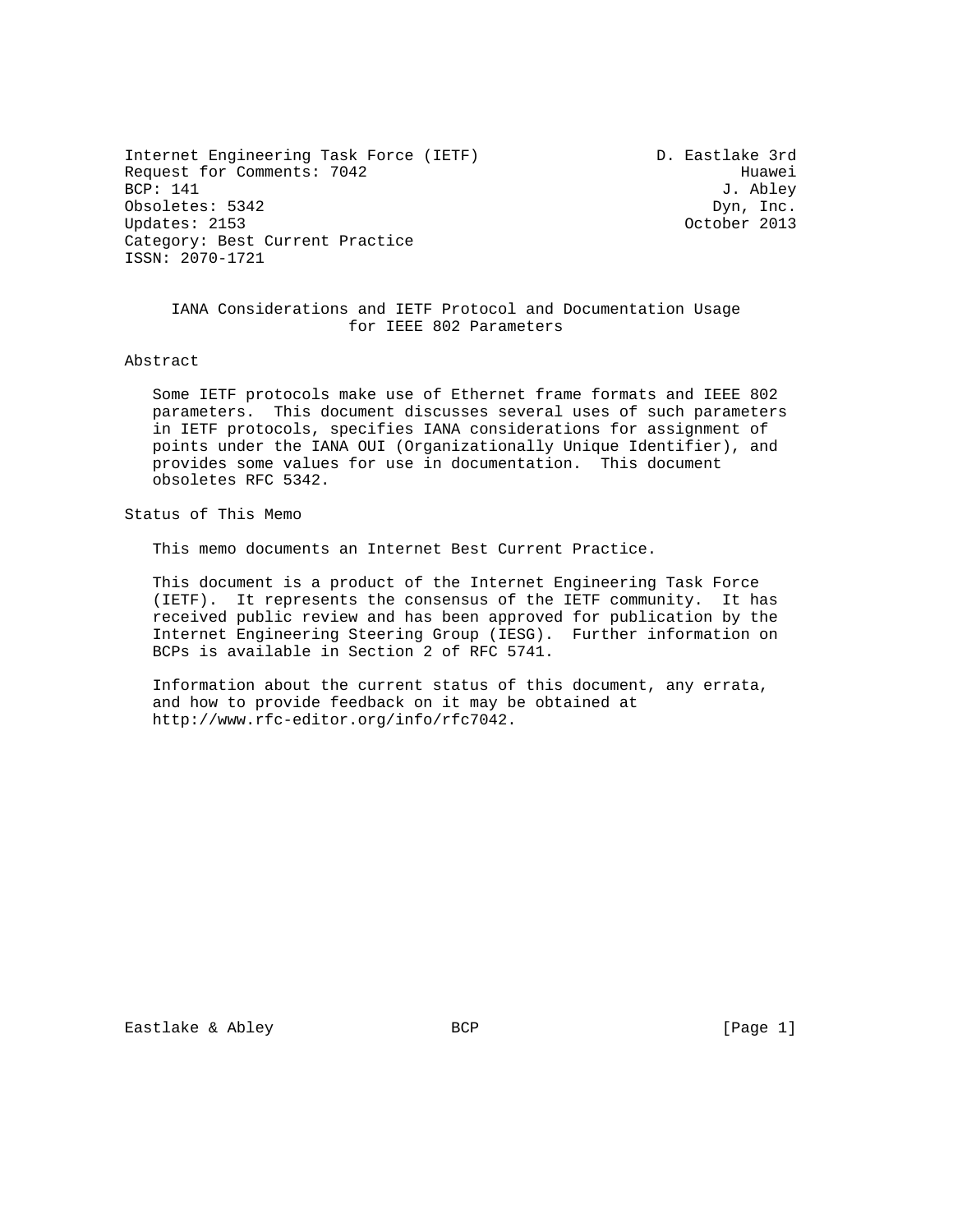Internet Engineering Task Force (IETF)                    D. Eastlake 3rd
Request for Comments: 7042                                         Huawei
BCP: 141                                                         J. Abley
Obsoletes: 5342                                                 Dyn, Inc.
Updates: 2153                                                October 2013
Category: Best Current Practice
ISSN: 2070-1721

# IANA Considerations and IETF Protocol and Documentation Usage for IEEE 802 Parameters

## Abstract

Some IETF protocols make use of Ethernet frame formats and IEEE 802 parameters. This document discusses several uses of such parameters in IETF protocols, specifies IANA considerations for assignment of points under the IANA OUI (Organizationally Unique Identifier), and provides some values for use in documentation. This document obsoletes RFC 5342.

## Status of This Memo

This memo documents an Internet Best Current Practice.

This document is a product of the Internet Engineering Task Force (IETF). It represents the consensus of the IETF community. It has received public review and has been approved for publication by the Internet Engineering Steering Group (IESG). Further information on BCPs is available in Section 2 of RFC 5741.

Information about the current status of this document, any errata, and how to provide feedback on it may be obtained at http://www.rfc-editor.org/info/rfc7042.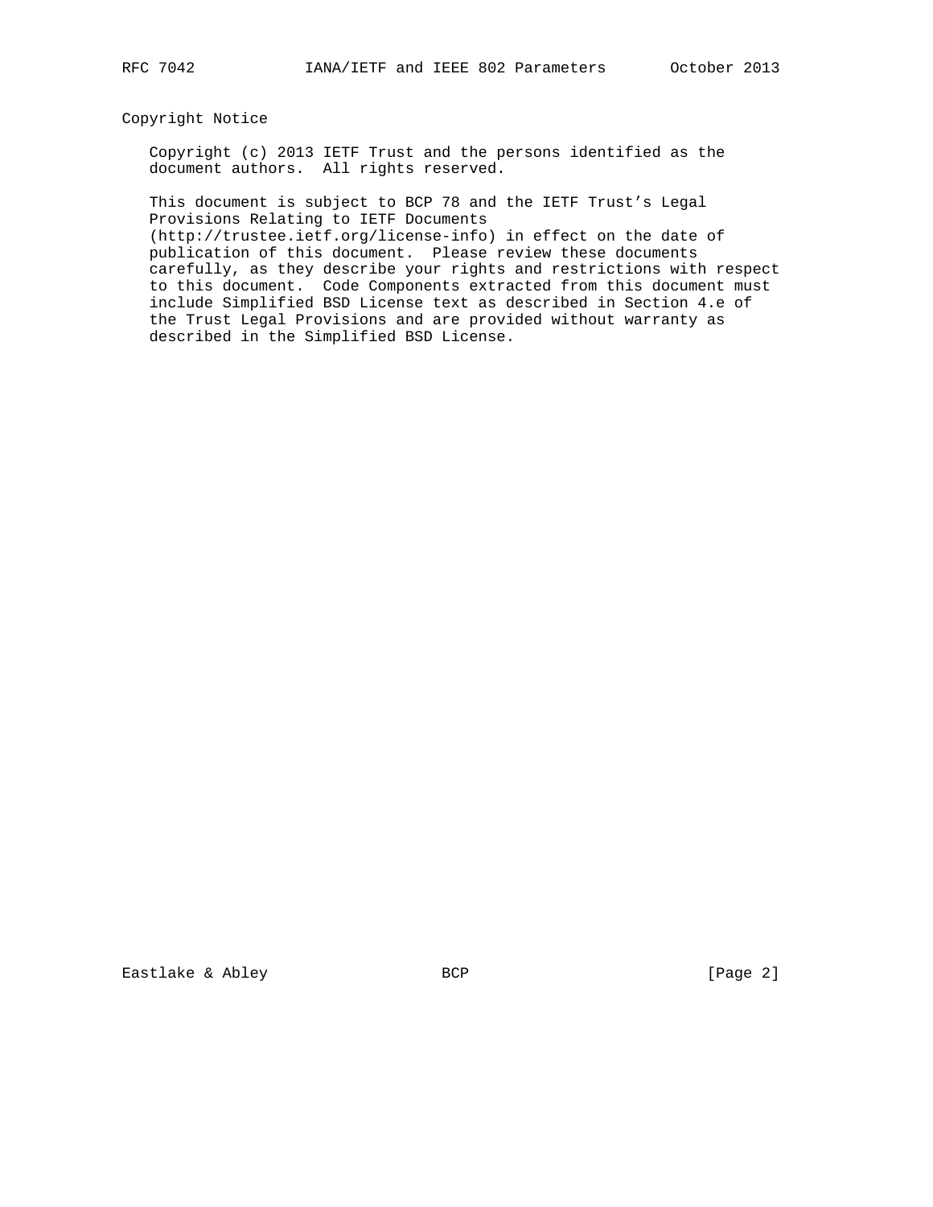## Copyright Notice

Copyright (c) 2013 IETF Trust and the persons identified as the document authors. All rights reserved.

This document is subject to BCP 78 and the IETF Trust’s Legal Provisions Relating to IETF Documents (http://trustee.ietf.org/license-info) in effect on the date of publication of this document. Please review these documents carefully, as they describe your rights and restrictions with respect to this document. Code Components extracted from this document must include Simplified BSD License text as described in Section 4.e of the Trust Legal Provisions and are provided without warranty as described in the Simplified BSD License.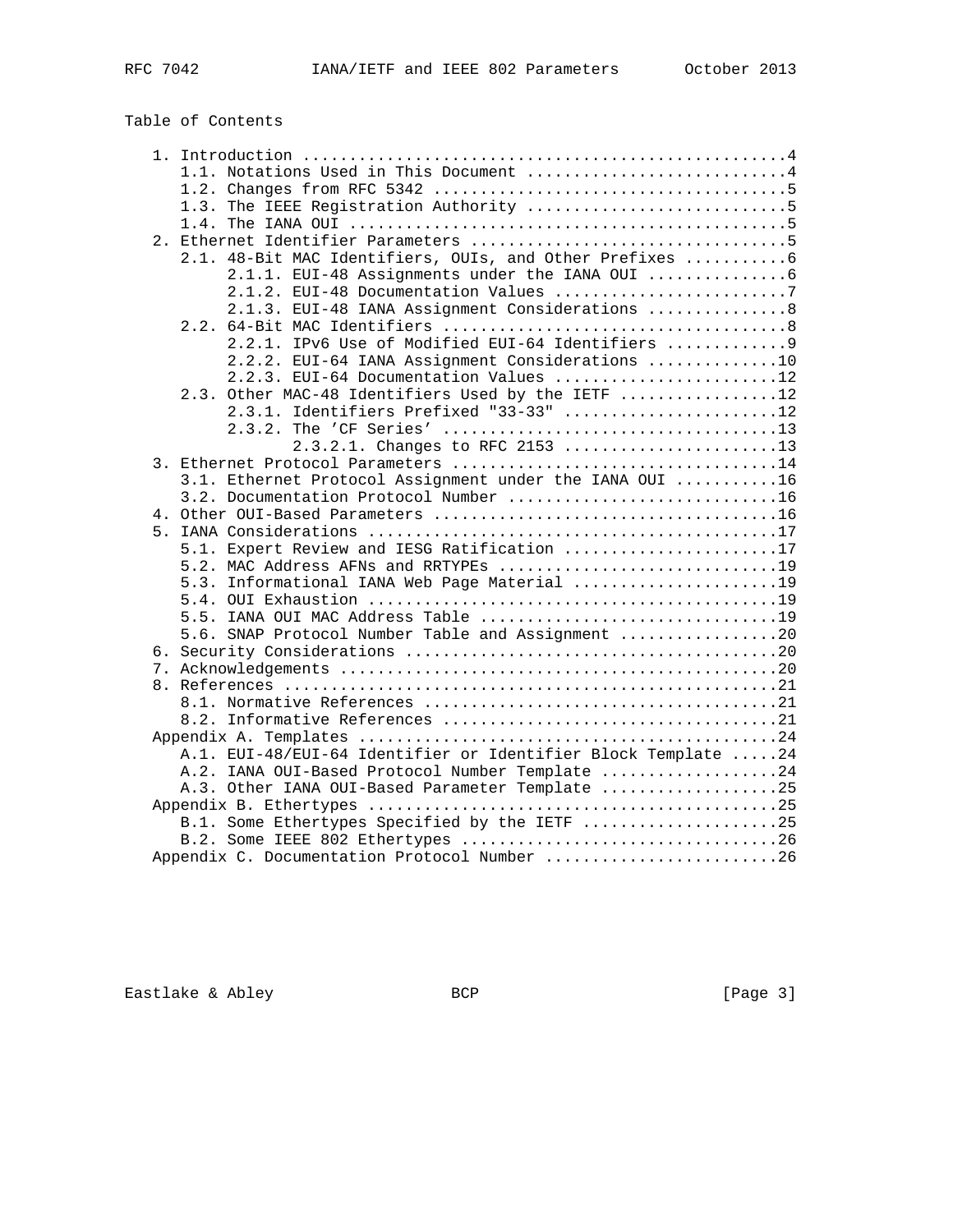## Table of Contents

```
   1. Introduction ....................................................4
      1.1. Notations Used in This Document ............................4
      1.2. Changes from RFC 5342 ......................................5
      1.3. The IEEE Registration Authority ............................5
      1.4. The IANA OUI ...............................................5
   2. Ethernet Identifier Parameters ..................................5
      2.1. 48-Bit MAC Identifiers, OUIs, and Other Prefixes ...........6
           2.1.1. EUI-48 Assignments under the IANA OUI ...............6
           2.1.2. EUI-48 Documentation Values .........................7
           2.1.3. EUI-48 IANA Assignment Considerations ...............8
      2.2. 64-Bit MAC Identifiers .....................................8
           2.2.1. IPv6 Use of Modified EUI-64 Identifiers .............9
           2.2.2. EUI-64 IANA Assignment Considerations ..............10
           2.2.3. EUI-64 Documentation Values ........................12
      2.3. Other MAC-48 Identifiers Used by the IETF .................12
           2.3.1. Identifiers Prefixed "33-33" .......................12
           2.3.2. The 'CF Series' ....................................13
                  2.3.2.1. Changes to RFC 2153 .......................13
   3. Ethernet Protocol Parameters ...................................14
      3.1. Ethernet Protocol Assignment under the IANA OUI ...........16
      3.2. Documentation Protocol Number .............................16
   4. Other OUI-Based Parameters .....................................16
   5. IANA Considerations ............................................17
      5.1. Expert Review and IESG Ratification .......................17
      5.2. MAC Address AFNs and RRTYPEs ..............................19
      5.3. Informational IANA Web Page Material ......................19
      5.4. OUI Exhaustion ............................................19
      5.5. IANA OUI MAC Address Table ................................19
      5.6. SNAP Protocol Number Table and Assignment .................20
   6. Security Considerations ........................................20
   7. Acknowledgements ...............................................20
   8. References .....................................................21
      8.1. Normative References ......................................21
      8.2. Informative References ....................................21
   Appendix A. Templates .............................................24
      A.1. EUI-48/EUI-64 Identifier or Identifier Block Template .....24
      A.2. IANA OUI-Based Protocol Number Template ...................24
      A.3. Other IANA OUI-Based Parameter Template ...................25
   Appendix B. Ethertypes ............................................25
      B.1. Some Ethertypes Specified by the IETF .....................25
      B.2. Some IEEE 802 Ethertypes ..................................26
   Appendix C. Documentation Protocol Number .........................26
```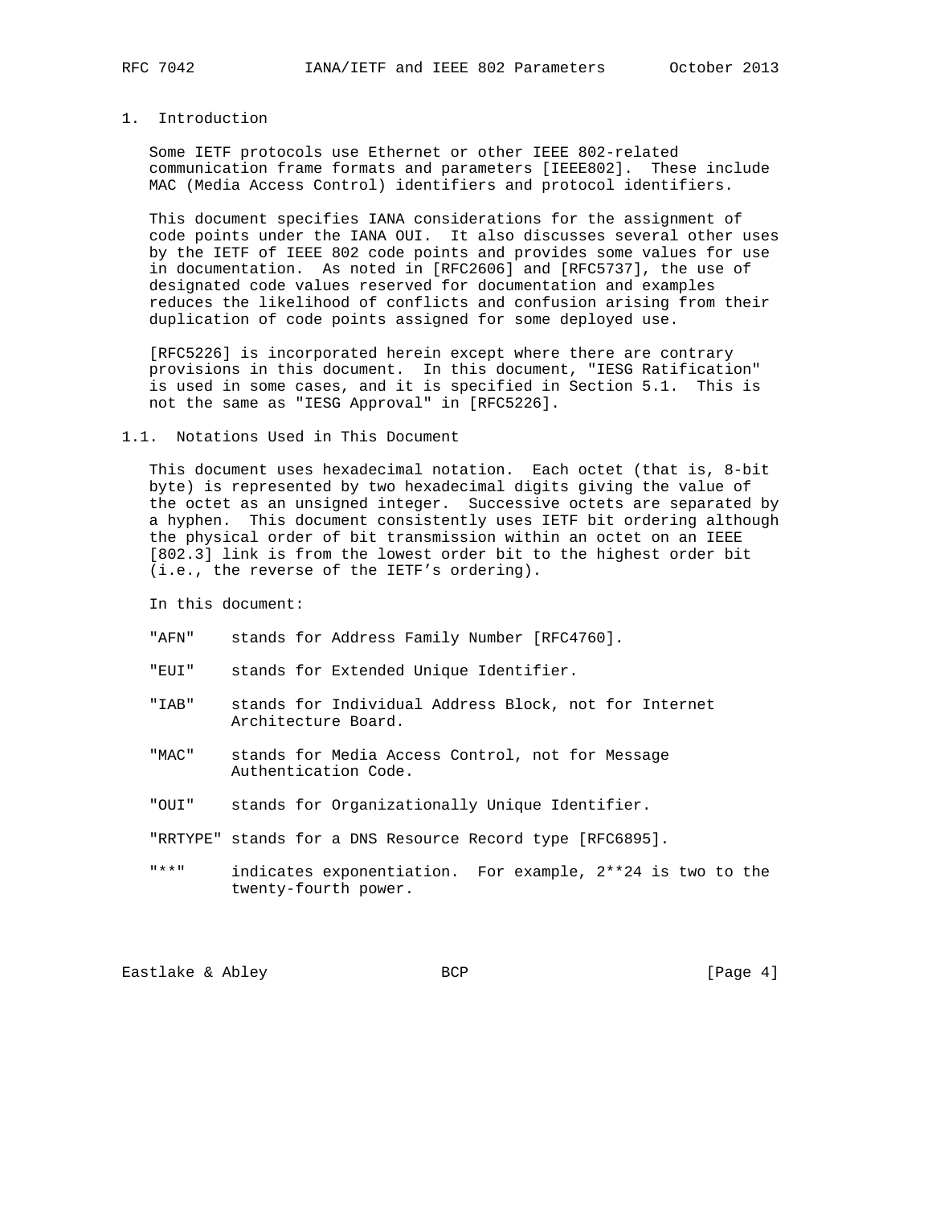## 1. Introduction

Some IETF protocols use Ethernet or other IEEE 802-related communication frame formats and parameters [IEEE802]. These include MAC (Media Access Control) identifiers and protocol identifiers.

This document specifies IANA considerations for the assignment of code points under the IANA OUI. It also discusses several other uses by the IETF of IEEE 802 code points and provides some values for use in documentation. As noted in [RFC2606] and [RFC5737], the use of designated code values reserved for documentation and examples reduces the likelihood of conflicts and confusion arising from their duplication of code points assigned for some deployed use.

[RFC5226] is incorporated herein except where there are contrary provisions in this document. In this document, "IESG Ratification" is used in some cases, and it is specified in Section 5.1. This is not the same as "IESG Approval" in [RFC5226].

### 1.1. Notations Used in This Document

This document uses hexadecimal notation. Each octet (that is, 8-bit byte) is represented by two hexadecimal digits giving the value of the octet as an unsigned integer. Successive octets are separated by a hyphen. This document consistently uses IETF bit ordering although the physical order of bit transmission within an octet on an IEEE [802.3] link is from the lowest order bit to the highest order bit (i.e., the reverse of the IETF's ordering).

In this document:

- "AFN" stands for Address Family Number [RFC4760].
- "EUI" stands for Extended Unique Identifier.
- "IAB" stands for Individual Address Block, not for Internet Architecture Board.
- "MAC" stands for Media Access Control, not for Message Authentication Code.
- "OUI" stands for Organizationally Unique Identifier.
- "RRTYPE" stands for a DNS Resource Record type [RFC6895].
- "**" indicates exponentiation. For example, 2**24 is two to the twenty-fourth power.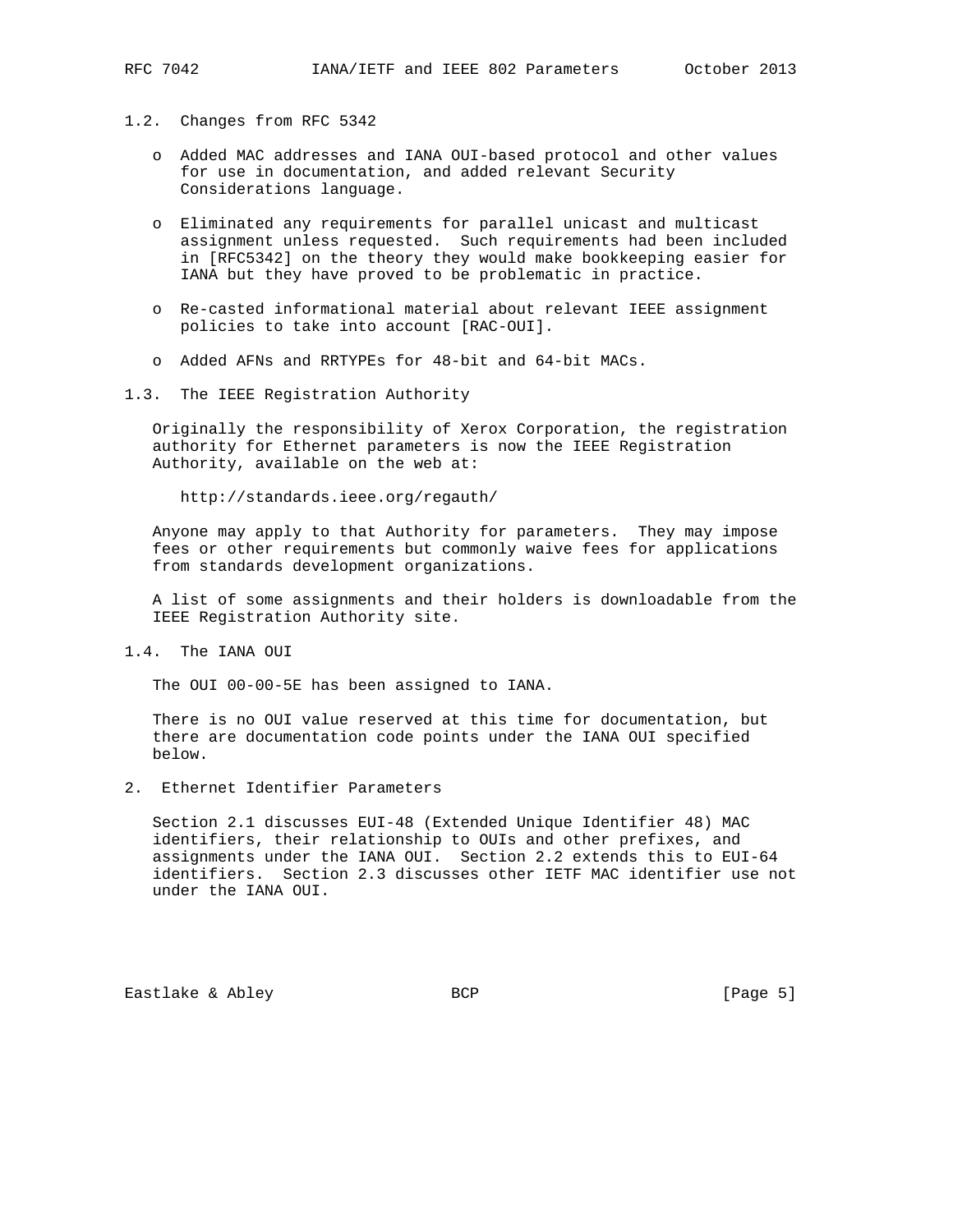## 1.2. Changes from RFC 5342

- Added MAC addresses and IANA OUI-based protocol and other values for use in documentation, and added relevant Security Considerations language.
- Eliminated any requirements for parallel unicast and multicast assignment unless requested. Such requirements had been included in [RFC5342] on the theory they would make bookkeeping easier for IANA but they have proved to be problematic in practice.
- Re-casted informational material about relevant IEEE assignment policies to take into account [RAC-OUI].
- Added AFNs and RRTYPEs for 48-bit and 64-bit MACs.

## 1.3. The IEEE Registration Authority

Originally the responsibility of Xerox Corporation, the registration authority for Ethernet parameters is now the IEEE Registration Authority, available on the web at:

http://standards.ieee.org/regauth/

Anyone may apply to that Authority for parameters. They may impose fees or other requirements but commonly waive fees for applications from standards development organizations.

A list of some assignments and their holders is downloadable from the IEEE Registration Authority site.

## 1.4. The IANA OUI

The OUI 00-00-5E has been assigned to IANA.

There is no OUI value reserved at this time for documentation, but there are documentation code points under the IANA OUI specified below.

# 2. Ethernet Identifier Parameters

Section 2.1 discusses EUI-48 (Extended Unique Identifier 48) MAC identifiers, their relationship to OUIs and other prefixes, and assignments under the IANA OUI. Section 2.2 extends this to EUI-64 identifiers. Section 2.3 discusses other IETF MAC identifier use not under the IANA OUI.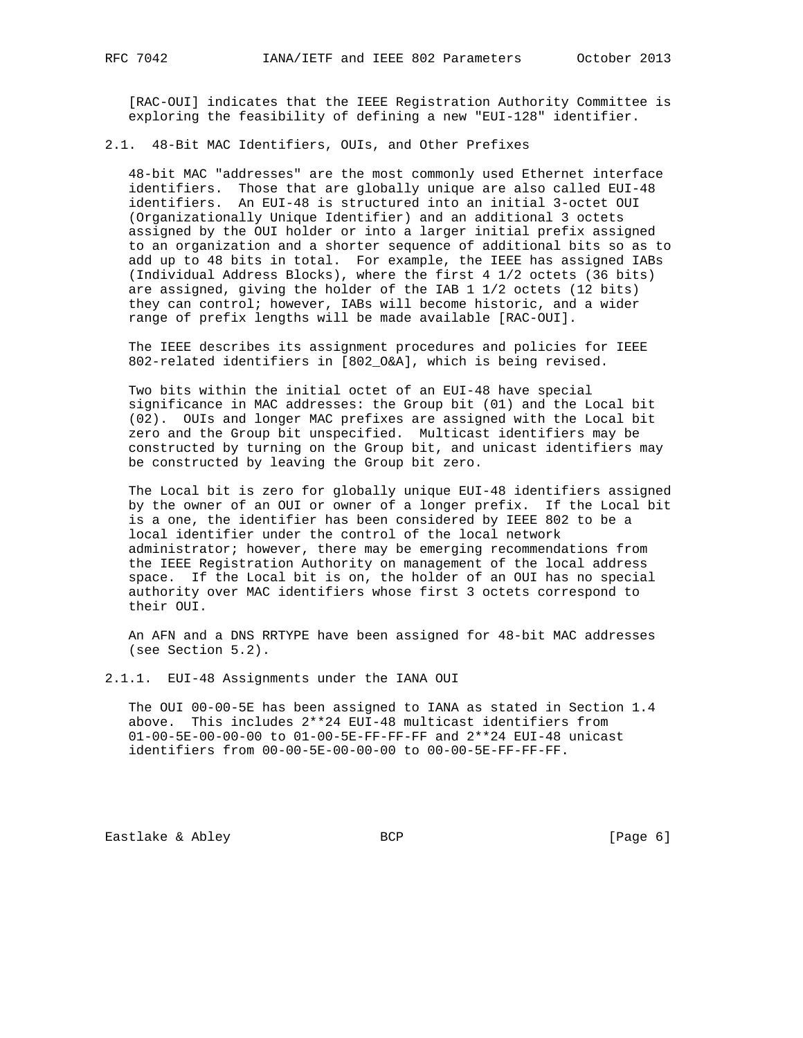[RAC-OUI] indicates that the IEEE Registration Authority Committee is exploring the feasibility of defining a new "EUI-128" identifier.

### 2.1. 48-Bit MAC Identifiers, OUIs, and Other Prefixes

48-bit MAC "addresses" are the most commonly used Ethernet interface identifiers. Those that are globally unique are also called EUI-48 identifiers. An EUI-48 is structured into an initial 3-octet OUI (Organizationally Unique Identifier) and an additional 3 octets assigned by the OUI holder or into a larger initial prefix assigned to an organization and a shorter sequence of additional bits so as to add up to 48 bits in total. For example, the IEEE has assigned IABs (Individual Address Blocks), where the first 4 1/2 octets (36 bits) are assigned, giving the holder of the IAB 1 1/2 octets (12 bits) they can control; however, IABs will become historic, and a wider range of prefix lengths will be made available [RAC-OUI].

The IEEE describes its assignment procedures and policies for IEEE 802-related identifiers in [802_O&A], which is being revised.

Two bits within the initial octet of an EUI-48 have special significance in MAC addresses: the Group bit (01) and the Local bit (02). OUIs and longer MAC prefixes are assigned with the Local bit zero and the Group bit unspecified. Multicast identifiers may be constructed by turning on the Group bit, and unicast identifiers may be constructed by leaving the Group bit zero.

The Local bit is zero for globally unique EUI-48 identifiers assigned by the owner of an OUI or owner of a longer prefix. If the Local bit is a one, the identifier has been considered by IEEE 802 to be a local identifier under the control of the local network administrator; however, there may be emerging recommendations from the IEEE Registration Authority on management of the local address space. If the Local bit is on, the holder of an OUI has no special authority over MAC identifiers whose first 3 octets correspond to their OUI.

An AFN and a DNS RRTYPE have been assigned for 48-bit MAC addresses (see Section 5.2).

#### 2.1.1. EUI-48 Assignments under the IANA OUI

The OUI 00-00-5E has been assigned to IANA as stated in Section 1.4 above. This includes 2**24 EUI-48 multicast identifiers from 01-00-5E-00-00-00 to 01-00-5E-FF-FF-FF and 2**24 EUI-48 unicast identifiers from 00-00-5E-00-00-00 to 00-00-5E-FF-FF-FF.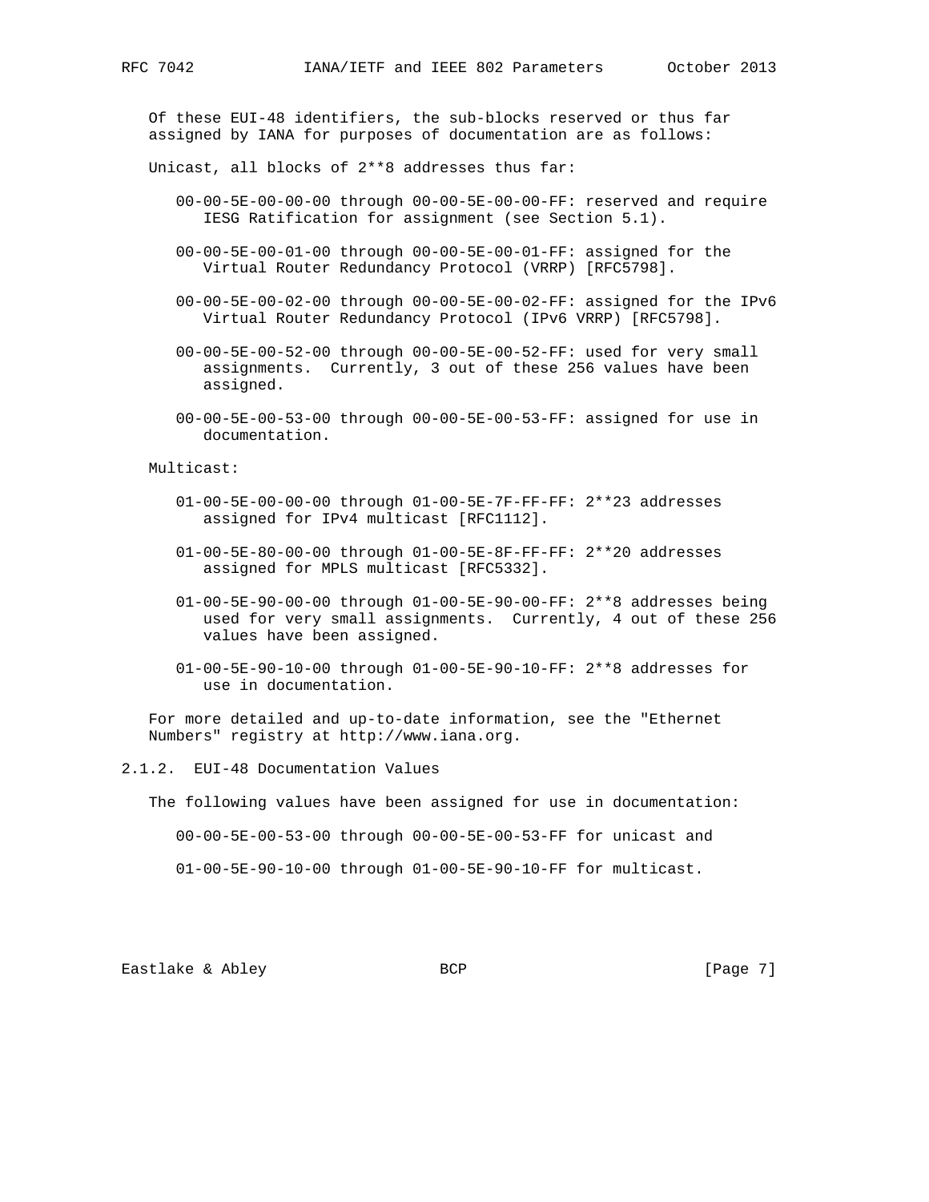Of these EUI-48 identifiers, the sub-blocks reserved or thus far assigned by IANA for purposes of documentation are as follows:

Unicast, all blocks of 2**8 addresses thus far:

- 00-00-5E-00-00-00 through 00-00-5E-00-00-FF: reserved and require IESG Ratification for assignment (see Section 5.1).

- 00-00-5E-00-01-00 through 00-00-5E-00-01-FF: assigned for the Virtual Router Redundancy Protocol (VRRP) [RFC5798].

- 00-00-5E-00-02-00 through 00-00-5E-00-02-FF: assigned for the IPv6 Virtual Router Redundancy Protocol (IPv6 VRRP) [RFC5798].

- 00-00-5E-00-52-00 through 00-00-5E-00-52-FF: used for very small assignments. Currently, 3 out of these 256 values have been assigned.

- 00-00-5E-00-53-00 through 00-00-5E-00-53-FF: assigned for use in documentation.

Multicast:

- 01-00-5E-00-00-00 through 01-00-5E-7F-FF-FF: 2**23 addresses assigned for IPv4 multicast [RFC1112].

- 01-00-5E-80-00-00 through 01-00-5E-8F-FF-FF: 2**20 addresses assigned for MPLS multicast [RFC5332].

- 01-00-5E-90-00-00 through 01-00-5E-90-00-FF: 2**8 addresses being used for very small assignments. Currently, 4 out of these 256 values have been assigned.

- 01-00-5E-90-10-00 through 01-00-5E-90-10-FF: 2**8 addresses for use in documentation.

For more detailed and up-to-date information, see the "Ethernet Numbers" registry at http://www.iana.org.

### 2.1.2. EUI-48 Documentation Values

The following values have been assigned for use in documentation:

00-00-5E-00-53-00 through 00-00-5E-00-53-FF for unicast and

01-00-5E-90-10-00 through 01-00-5E-90-10-FF for multicast.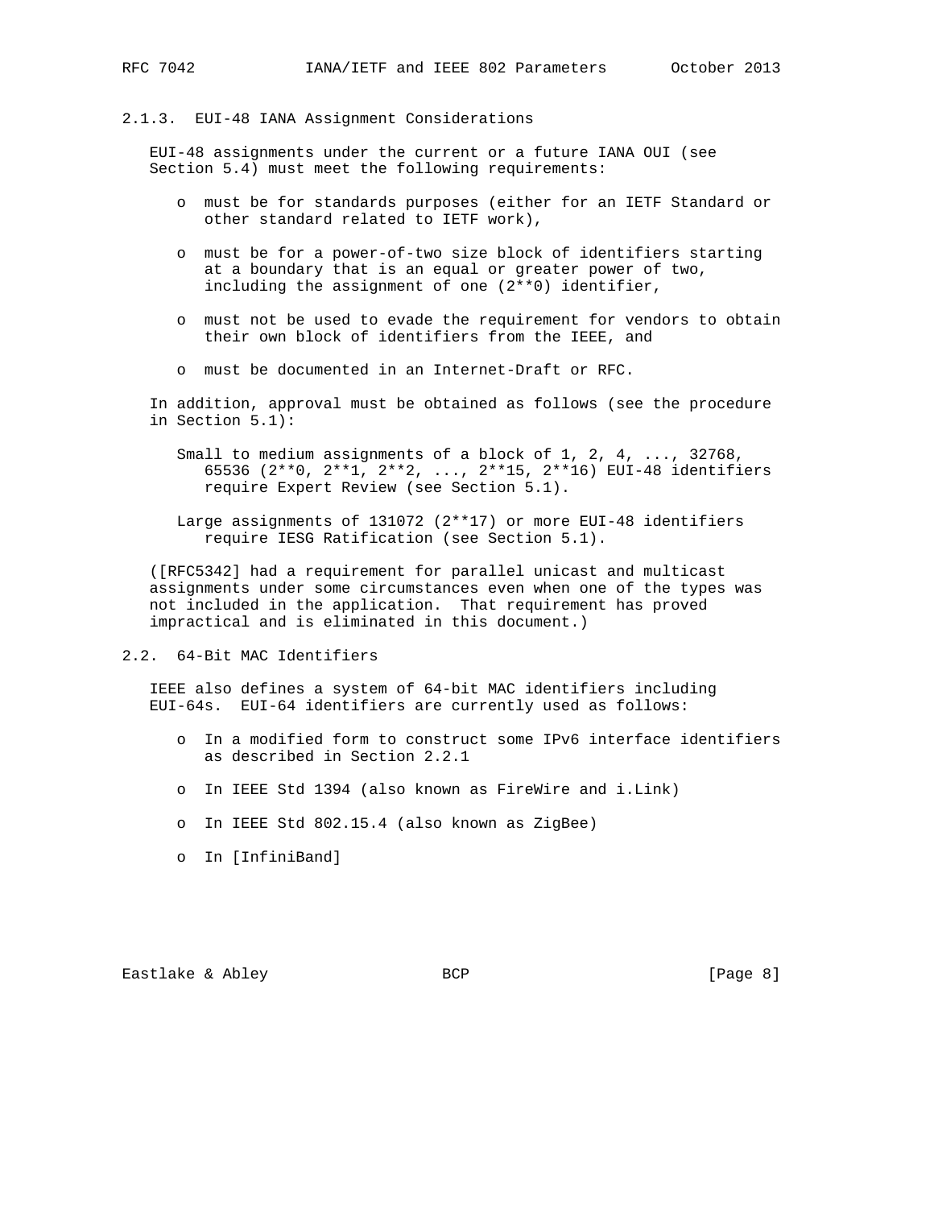### 2.1.3. EUI-48 IANA Assignment Considerations

EUI-48 assignments under the current or a future IANA OUI (see Section 5.4) must meet the following requirements:

- must be for standards purposes (either for an IETF Standard or other standard related to IETF work),
- must be for a power-of-two size block of identifiers starting at a boundary that is an equal or greater power of two, including the assignment of one (2**0) identifier,
- must not be used to evade the requirement for vendors to obtain their own block of identifiers from the IEEE, and
- must be documented in an Internet-Draft or RFC.

In addition, approval must be obtained as follows (see the procedure in Section 5.1):

Small to medium assignments of a block of 1, 2, 4, ..., 32768, 65536 (2**0, 2**1, 2**2, ..., 2**15, 2**16) EUI-48 identifiers require Expert Review (see Section 5.1).

Large assignments of 131072 (2**17) or more EUI-48 identifiers require IESG Ratification (see Section 5.1).

([RFC5342] had a requirement for parallel unicast and multicast assignments under some circumstances even when one of the types was not included in the application. That requirement has proved impractical and is eliminated in this document.)

## 2.2. 64-Bit MAC Identifiers

IEEE also defines a system of 64-bit MAC identifiers including EUI-64s. EUI-64 identifiers are currently used as follows:

- In a modified form to construct some IPv6 interface identifiers as described in Section 2.2.1
- In IEEE Std 1394 (also known as FireWire and i.Link)
- In IEEE Std 802.15.4 (also known as ZigBee)
- In [InfiniBand]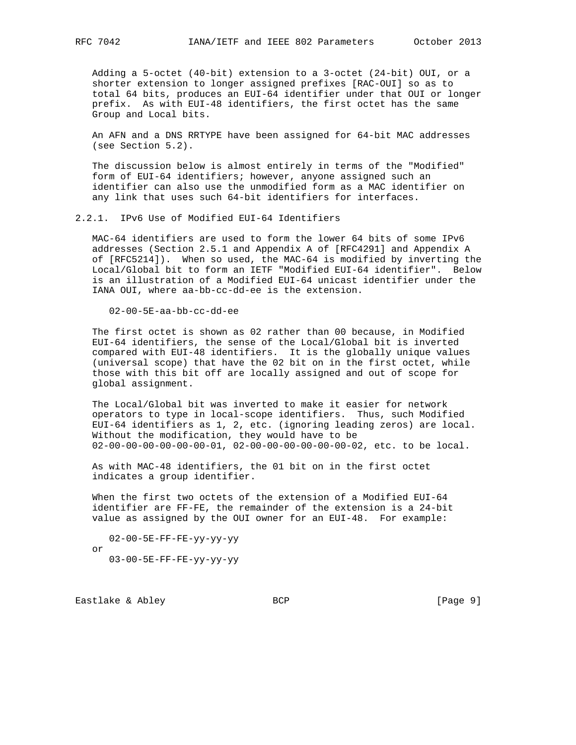Adding a 5-octet (40-bit) extension to a 3-octet (24-bit) OUI, or a shorter extension to longer assigned prefixes [RAC-OUI] so as to total 64 bits, produces an EUI-64 identifier under that OUI or longer prefix. As with EUI-48 identifiers, the first octet has the same Group and Local bits.

An AFN and a DNS RRTYPE have been assigned for 64-bit MAC addresses (see Section 5.2).

The discussion below is almost entirely in terms of the "Modified" form of EUI-64 identifiers; however, anyone assigned such an identifier can also use the unmodified form as a MAC identifier on any link that uses such 64-bit identifiers for interfaces.

### 2.2.1. IPv6 Use of Modified EUI-64 Identifiers

MAC-64 identifiers are used to form the lower 64 bits of some IPv6 addresses (Section 2.5.1 and Appendix A of [RFC4291] and Appendix A of [RFC5214]). When so used, the MAC-64 is modified by inverting the Local/Global bit to form an IETF "Modified EUI-64 identifier". Below is an illustration of a Modified EUI-64 unicast identifier under the IANA OUI, where aa-bb-cc-dd-ee is the extension.

```
02-00-5E-aa-bb-cc-dd-ee
```

The first octet is shown as 02 rather than 00 because, in Modified EUI-64 identifiers, the sense of the Local/Global bit is inverted compared with EUI-48 identifiers. It is the globally unique values (universal scope) that have the 02 bit on in the first octet, while those with this bit off are locally assigned and out of scope for global assignment.

The Local/Global bit was inverted to make it easier for network operators to type in local-scope identifiers. Thus, such Modified EUI-64 identifiers as 1, 2, etc. (ignoring leading zeros) are local. Without the modification, they would have to be 02-00-00-00-00-00-00-01, 02-00-00-00-00-00-00-02, etc. to be local.

As with MAC-48 identifiers, the 01 bit on in the first octet indicates a group identifier.

When the first two octets of the extension of a Modified EUI-64 identifier are FF-FE, the remainder of the extension is a 24-bit value as assigned by the OUI owner for an EUI-48. For example:

```
   02-00-5E-FF-FE-yy-yy-yy
or
   03-00-5E-FF-FE-yy-yy-yy
```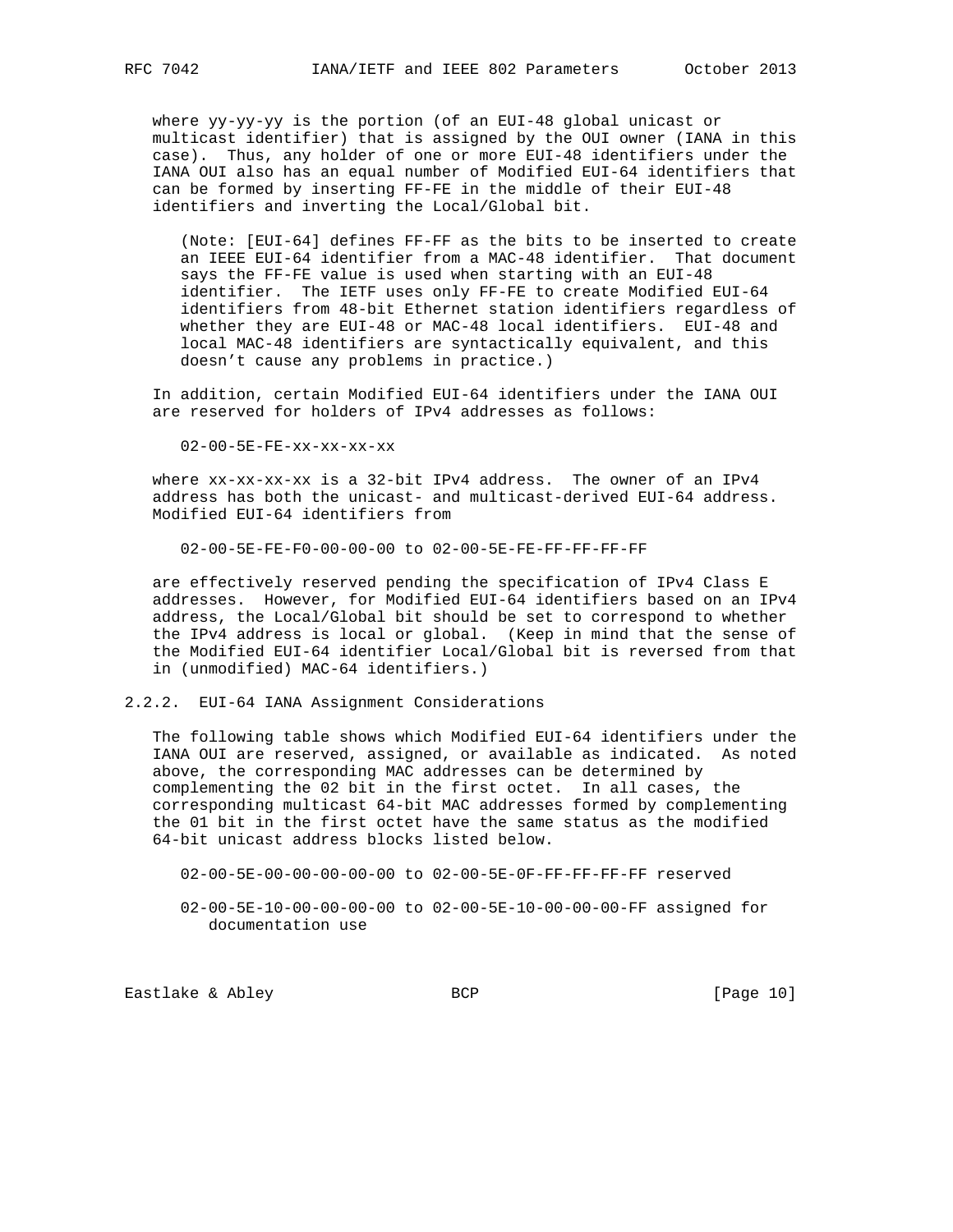where yy-yy-yy is the portion (of an EUI-48 global unicast or multicast identifier) that is assigned by the OUI owner (IANA in this case). Thus, any holder of one or more EUI-48 identifiers under the IANA OUI also has an equal number of Modified EUI-64 identifiers that can be formed by inserting FF-FE in the middle of their EUI-48 identifiers and inverting the Local/Global bit.

(Note: [EUI-64] defines FF-FF as the bits to be inserted to create an IEEE EUI-64 identifier from a MAC-48 identifier. That document says the FF-FE value is used when starting with an EUI-48 identifier. The IETF uses only FF-FE to create Modified EUI-64 identifiers from 48-bit Ethernet station identifiers regardless of whether they are EUI-48 or MAC-48 local identifiers. EUI-48 and local MAC-48 identifiers are syntactically equivalent, and this doesn't cause any problems in practice.)

In addition, certain Modified EUI-64 identifiers under the IANA OUI are reserved for holders of IPv4 addresses as follows:

```
02-00-5E-FE-xx-xx-xx-xx
```

where xx-xx-xx-xx is a 32-bit IPv4 address. The owner of an IPv4 address has both the unicast- and multicast-derived EUI-64 address. Modified EUI-64 identifiers from

```
02-00-5E-FE-F0-00-00-00 to 02-00-5E-FE-FF-FF-FF-FF
```

are effectively reserved pending the specification of IPv4 Class E addresses. However, for Modified EUI-64 identifiers based on an IPv4 address, the Local/Global bit should be set to correspond to whether the IPv4 address is local or global. (Keep in mind that the sense of the Modified EUI-64 identifier Local/Global bit is reversed from that in (unmodified) MAC-64 identifiers.)

#### 2.2.2. EUI-64 IANA Assignment Considerations

The following table shows which Modified EUI-64 identifiers under the IANA OUI are reserved, assigned, or available as indicated. As noted above, the corresponding MAC addresses can be determined by complementing the 02 bit in the first octet. In all cases, the corresponding multicast 64-bit MAC addresses formed by complementing the 01 bit in the first octet have the same status as the modified 64-bit unicast address blocks listed below.

```
02-00-5E-00-00-00-00-00 to 02-00-5E-0F-FF-FF-FF-FF reserved

02-00-5E-10-00-00-00-00 to 02-00-5E-10-00-00-00-FF assigned for
   documentation use
```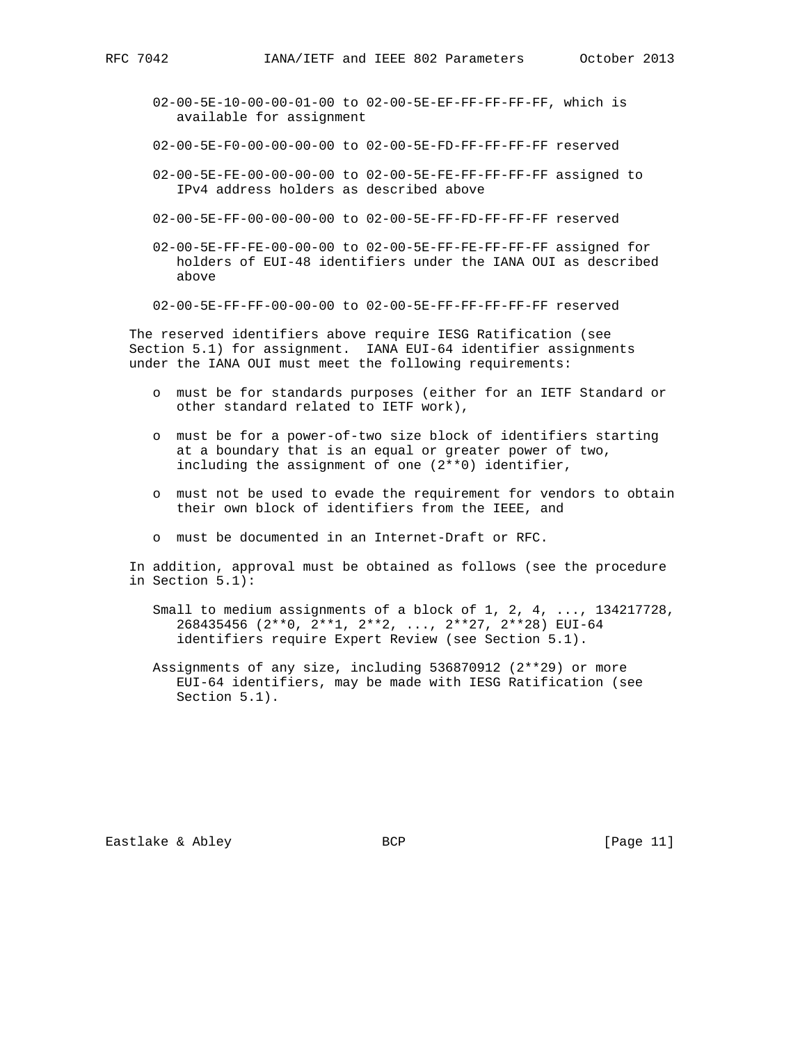02-00-5E-10-00-00-01-00 to 02-00-5E-EF-FF-FF-FF-FF, which is available for assignment

02-00-5E-F0-00-00-00-00 to 02-00-5E-FD-FF-FF-FF-FF reserved

02-00-5E-FE-00-00-00-00 to 02-00-5E-FE-FF-FF-FF-FF assigned to IPv4 address holders as described above

02-00-5E-FF-00-00-00-00 to 02-00-5E-FF-FD-FF-FF-FF reserved

02-00-5E-FF-FE-00-00-00 to 02-00-5E-FF-FE-FF-FF-FF assigned for holders of EUI-48 identifiers under the IANA OUI as described above

02-00-5E-FF-FF-00-00-00 to 02-00-5E-FF-FF-FF-FF-FF reserved

The reserved identifiers above require IESG Ratification (see Section 5.1) for assignment. IANA EUI-64 identifier assignments under the IANA OUI must meet the following requirements:

- must be for standards purposes (either for an IETF Standard or other standard related to IETF work),
- must be for a power-of-two size block of identifiers starting at a boundary that is an equal or greater power of two, including the assignment of one (2**0) identifier,
- must not be used to evade the requirement for vendors to obtain their own block of identifiers from the IEEE, and
- must be documented in an Internet-Draft or RFC.

In addition, approval must be obtained as follows (see the procedure in Section 5.1):

Small to medium assignments of a block of 1, 2, 4, ..., 134217728, 268435456 (2**0, 2**1, 2**2, ..., 2**27, 2**28) EUI-64 identifiers require Expert Review (see Section 5.1).

Assignments of any size, including 536870912 (2**29) or more EUI-64 identifiers, may be made with IESG Ratification (see Section 5.1).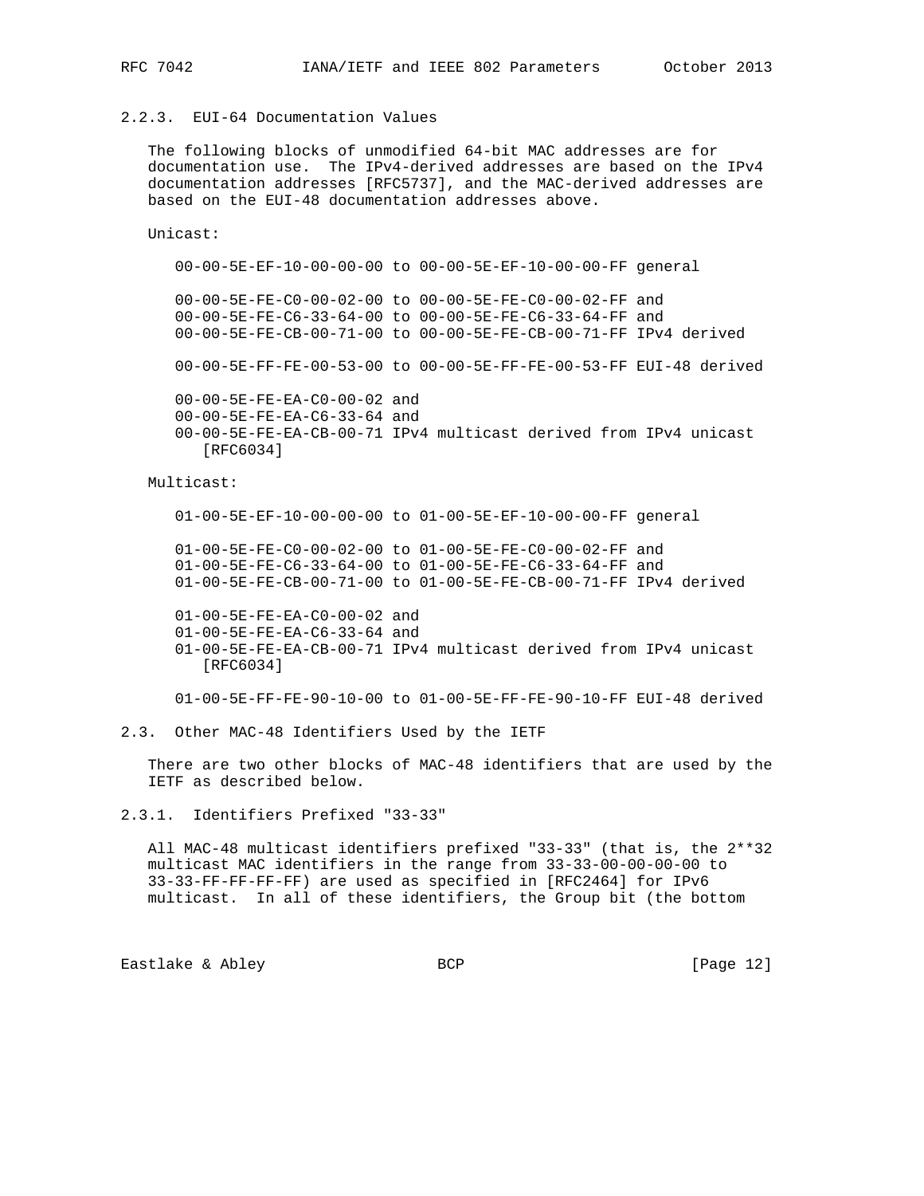### 2.2.3. EUI-64 Documentation Values

The following blocks of unmodified 64-bit MAC addresses are for documentation use. The IPv4-derived addresses are based on the IPv4 documentation addresses [RFC5737], and the MAC-derived addresses are based on the EUI-48 documentation addresses above.

Unicast:

```
00-00-5E-EF-10-00-00-00 to 00-00-5E-EF-10-00-00-FF general

00-00-5E-FE-C0-00-02-00 to 00-00-5E-FE-C0-00-02-FF and
00-00-5E-FE-C6-33-64-00 to 00-00-5E-FE-C6-33-64-FF and
00-00-5E-FE-CB-00-71-00 to 00-00-5E-FE-CB-00-71-FF IPv4 derived

00-00-5E-FF-FE-00-53-00 to 00-00-5E-FF-FE-00-53-FF EUI-48 derived

00-00-5E-FE-EA-C0-00-02 and
00-00-5E-FE-EA-C6-33-64 and
00-00-5E-FE-EA-CB-00-71 IPv4 multicast derived from IPv4 unicast
   [RFC6034]
```

Multicast:

```
01-00-5E-EF-10-00-00-00 to 01-00-5E-EF-10-00-00-FF general

01-00-5E-FE-C0-00-02-00 to 01-00-5E-FE-C0-00-02-FF and
01-00-5E-FE-C6-33-64-00 to 01-00-5E-FE-C6-33-64-FF and
01-00-5E-FE-CB-00-71-00 to 01-00-5E-FE-CB-00-71-FF IPv4 derived

01-00-5E-FE-EA-C0-00-02 and
01-00-5E-FE-EA-C6-33-64 and
01-00-5E-FE-EA-CB-00-71 IPv4 multicast derived from IPv4 unicast
   [RFC6034]

01-00-5E-FF-FE-90-10-00 to 01-00-5E-FF-FE-90-10-FF EUI-48 derived
```

## 2.3. Other MAC-48 Identifiers Used by the IETF

There are two other blocks of MAC-48 identifiers that are used by the IETF as described below.

### 2.3.1. Identifiers Prefixed "33-33"

All MAC-48 multicast identifiers prefixed "33-33" (that is, the 2**32 multicast MAC identifiers in the range from 33-33-00-00-00-00 to 33-33-FF-FF-FF-FF) are used as specified in [RFC2464] for IPv6 multicast. In all of these identifiers, the Group bit (the bottom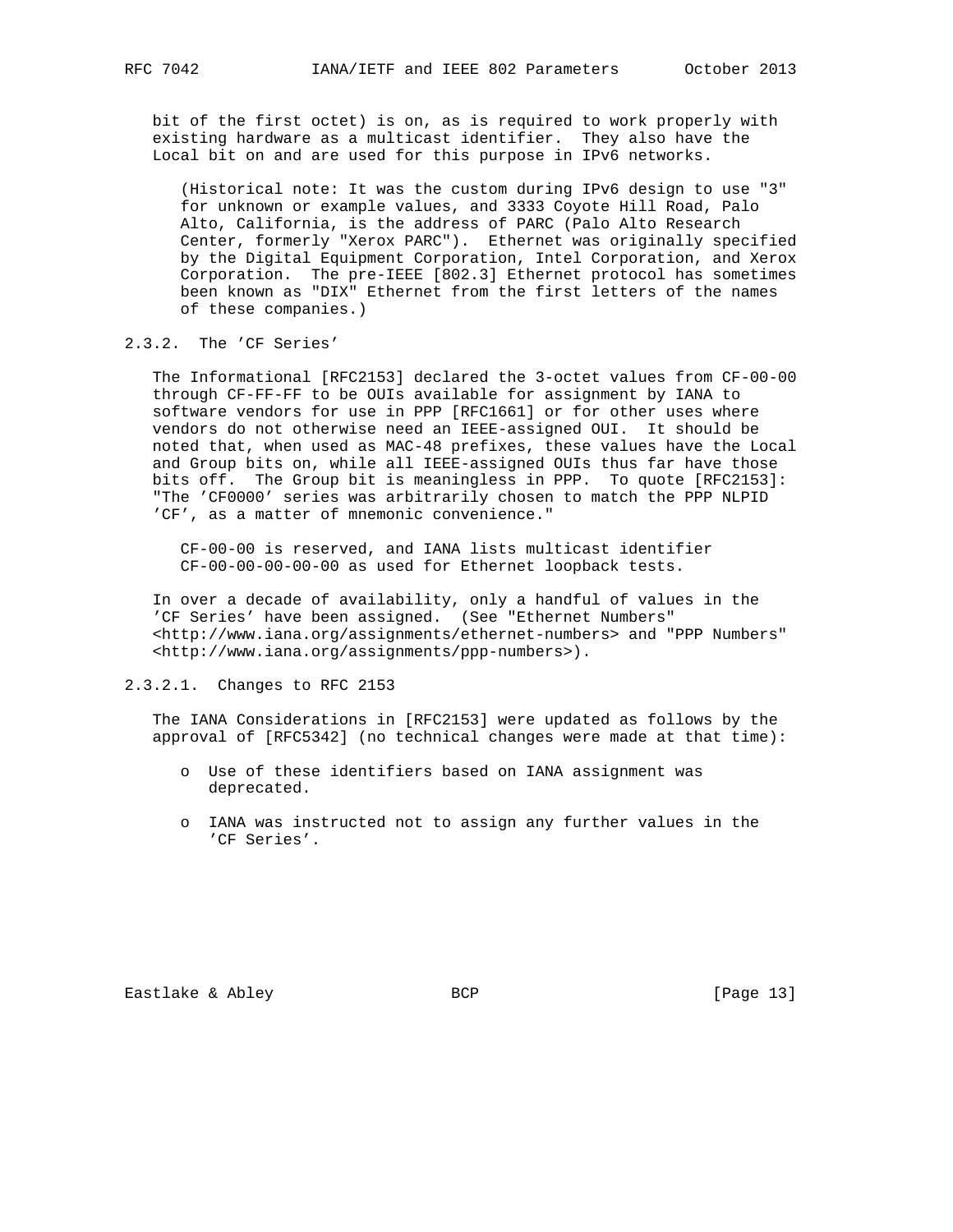bit of the first octet) is on, as is required to work properly with existing hardware as a multicast identifier. They also have the Local bit on and are used for this purpose in IPv6 networks.

(Historical note: It was the custom during IPv6 design to use "3" for unknown or example values, and 3333 Coyote Hill Road, Palo Alto, California, is the address of PARC (Palo Alto Research Center, formerly "Xerox PARC"). Ethernet was originally specified by the Digital Equipment Corporation, Intel Corporation, and Xerox Corporation. The pre-IEEE [802.3] Ethernet protocol has sometimes been known as "DIX" Ethernet from the first letters of the names of these companies.)

### 2.3.2. The 'CF Series'

The Informational [RFC2153] declared the 3-octet values from CF-00-00 through CF-FF-FF to be OUIs available for assignment by IANA to software vendors for use in PPP [RFC1661] or for other uses where vendors do not otherwise need an IEEE-assigned OUI. It should be noted that, when used as MAC-48 prefixes, these values have the Local and Group bits on, while all IEEE-assigned OUIs thus far have those bits off. The Group bit is meaningless in PPP. To quote [RFC2153]: "The 'CF0000' series was arbitrarily chosen to match the PPP NLPID 'CF', as a matter of mnemonic convenience."

CF-00-00 is reserved, and IANA lists multicast identifier CF-00-00-00-00-00 as used for Ethernet loopback tests.

In over a decade of availability, only a handful of values in the 'CF Series' have been assigned. (See "Ethernet Numbers" <http://www.iana.org/assignments/ethernet-numbers> and "PPP Numbers" <http://www.iana.org/assignments/ppp-numbers>).

#### 2.3.2.1. Changes to RFC 2153

The IANA Considerations in [RFC2153] were updated as follows by the approval of [RFC5342] (no technical changes were made at that time):

- Use of these identifiers based on IANA assignment was deprecated.
- IANA was instructed not to assign any further values in the 'CF Series'.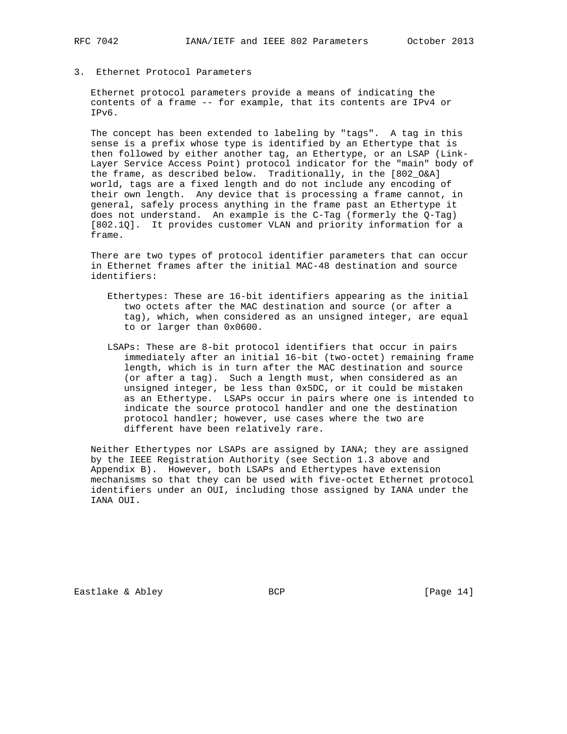## 3. Ethernet Protocol Parameters

Ethernet protocol parameters provide a means of indicating the contents of a frame -- for example, that its contents are IPv4 or IPv6.

The concept has been extended to labeling by "tags". A tag in this sense is a prefix whose type is identified by an Ethertype that is then followed by either another tag, an Ethertype, or an LSAP (Link-Layer Service Access Point) protocol indicator for the "main" body of the frame, as described below. Traditionally, in the [802_O&A] world, tags are a fixed length and do not include any encoding of their own length. Any device that is processing a frame cannot, in general, safely process anything in the frame past an Ethertype it does not understand. An example is the C-Tag (formerly the Q-Tag) [802.1Q]. It provides customer VLAN and priority information for a frame.

There are two types of protocol identifier parameters that can occur in Ethernet frames after the initial MAC-48 destination and source identifiers:

- Ethertypes: These are 16-bit identifiers appearing as the initial two octets after the MAC destination and source (or after a tag), which, when considered as an unsigned integer, are equal to or larger than 0x0600.

- LSAPs: These are 8-bit protocol identifiers that occur in pairs immediately after an initial 16-bit (two-octet) remaining frame length, which is in turn after the MAC destination and source (or after a tag). Such a length must, when considered as an unsigned integer, be less than 0x5DC, or it could be mistaken as an Ethertype. LSAPs occur in pairs where one is intended to indicate the source protocol handler and one the destination protocol handler; however, use cases where the two are different have been relatively rare.

Neither Ethertypes nor LSAPs are assigned by IANA; they are assigned by the IEEE Registration Authority (see Section 1.3 above and Appendix B). However, both LSAPs and Ethertypes have extension mechanisms so that they can be used with five-octet Ethernet protocol identifiers under an OUI, including those assigned by IANA under the IANA OUI.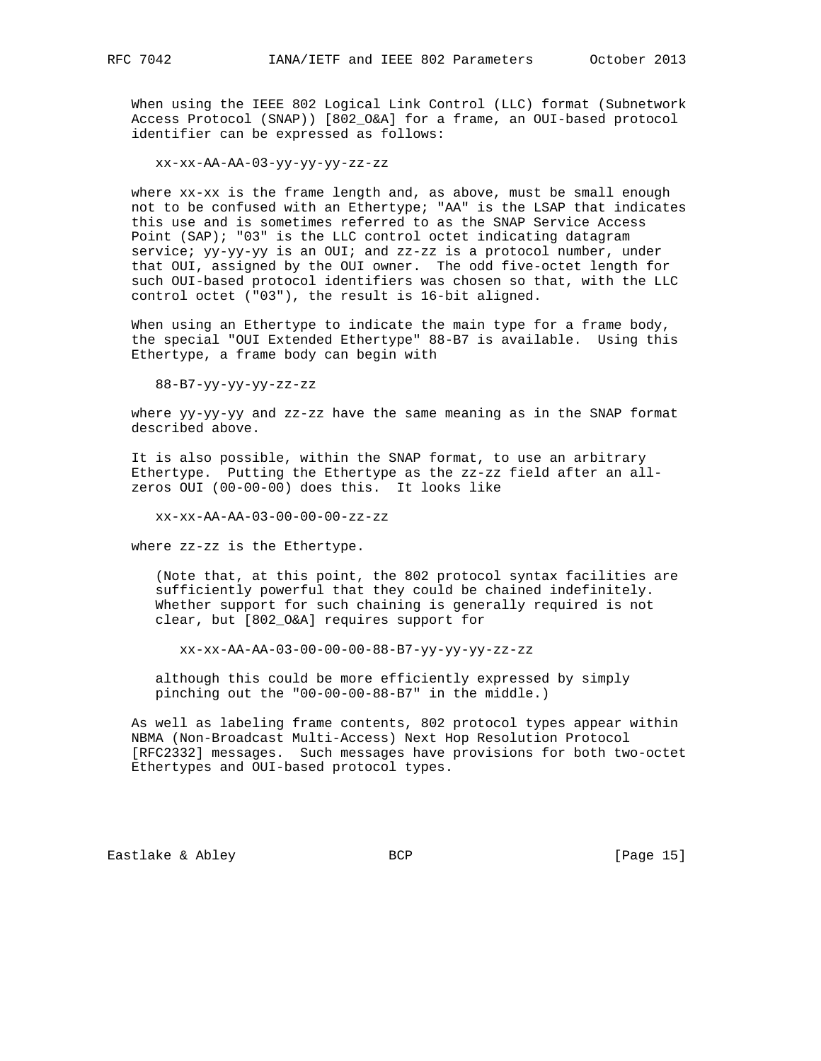When using the IEEE 802 Logical Link Control (LLC) format (Subnetwork Access Protocol (SNAP)) [802_O&A] for a frame, an OUI-based protocol identifier can be expressed as follows:

```
xx-xx-AA-AA-03-yy-yy-yy-zz-zz
```

where xx-xx is the frame length and, as above, must be small enough not to be confused with an Ethertype; "AA" is the LSAP that indicates this use and is sometimes referred to as the SNAP Service Access Point (SAP); "03" is the LLC control octet indicating datagram service; yy-yy-yy is an OUI; and zz-zz is a protocol number, under that OUI, assigned by the OUI owner. The odd five-octet length for such OUI-based protocol identifiers was chosen so that, with the LLC control octet ("03"), the result is 16-bit aligned.

When using an Ethertype to indicate the main type for a frame body, the special "OUI Extended Ethertype" 88-B7 is available. Using this Ethertype, a frame body can begin with

```
88-B7-yy-yy-yy-zz-zz
```

where yy-yy-yy and zz-zz have the same meaning as in the SNAP format described above.

It is also possible, within the SNAP format, to use an arbitrary Ethertype. Putting the Ethertype as the zz-zz field after an all-zeros OUI (00-00-00) does this. It looks like

```
xx-xx-AA-AA-03-00-00-00-zz-zz
```

where zz-zz is the Ethertype.

> (Note that, at this point, the 802 protocol syntax facilities are sufficiently powerful that they could be chained indefinitely. Whether support for such chaining is generally required is not clear, but [802_O&A] requires support for
>
> ```
> xx-xx-AA-AA-03-00-00-00-88-B7-yy-yy-yy-zz-zz
> ```
>
> although this could be more efficiently expressed by simply pinching out the "00-00-00-88-B7" in the middle.)

As well as labeling frame contents, 802 protocol types appear within NBMA (Non-Broadcast Multi-Access) Next Hop Resolution Protocol [RFC2332] messages. Such messages have provisions for both two-octet Ethertypes and OUI-based protocol types.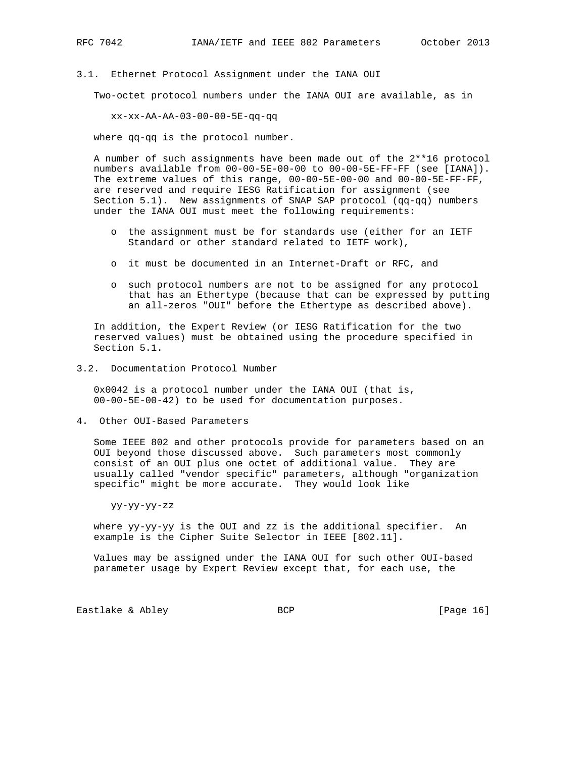### 3.1. Ethernet Protocol Assignment under the IANA OUI

Two-octet protocol numbers under the IANA OUI are available, as in

```
xx-xx-AA-AA-03-00-00-5E-qq-qq
```

where qq-qq is the protocol number.

A number of such assignments have been made out of the 2**16 protocol numbers available from 00-00-5E-00-00 to 00-00-5E-FF-FF (see [IANA]). The extreme values of this range, 00-00-5E-00-00 and 00-00-5E-FF-FF, are reserved and require IESG Ratification for assignment (see Section 5.1). New assignments of SNAP SAP protocol (qq-qq) numbers under the IANA OUI must meet the following requirements:

- the assignment must be for standards use (either for an IETF Standard or other standard related to IETF work),
- it must be documented in an Internet-Draft or RFC, and
- such protocol numbers are not to be assigned for any protocol that has an Ethertype (because that can be expressed by putting an all-zeros "OUI" before the Ethertype as described above).

In addition, the Expert Review (or IESG Ratification for the two reserved values) must be obtained using the procedure specified in Section 5.1.

### 3.2. Documentation Protocol Number

0x0042 is a protocol number under the IANA OUI (that is, 00-00-5E-00-42) to be used for documentation purposes.

## 4. Other OUI-Based Parameters

Some IEEE 802 and other protocols provide for parameters based on an OUI beyond those discussed above. Such parameters most commonly consist of an OUI plus one octet of additional value. They are usually called "vendor specific" parameters, although "organization specific" might be more accurate. They would look like

```
yy-yy-yy-zz
```

where yy-yy-yy is the OUI and zz is the additional specifier. An example is the Cipher Suite Selector in IEEE [802.11].

Values may be assigned under the IANA OUI for such other OUI-based parameter usage by Expert Review except that, for each use, the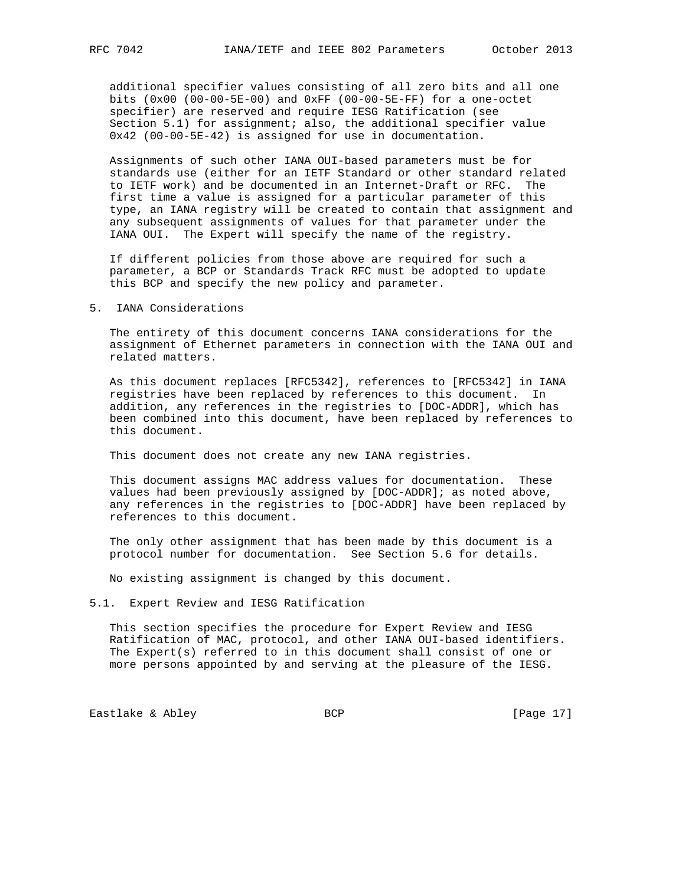additional specifier values consisting of all zero bits and all one bits (0x00 (00-00-5E-00) and 0xFF (00-00-5E-FF) for a one-octet specifier) are reserved and require IESG Ratification (see Section 5.1) for assignment; also, the additional specifier value 0x42 (00-00-5E-42) is assigned for use in documentation.

Assignments of such other IANA OUI-based parameters must be for standards use (either for an IETF Standard or other standard related to IETF work) and be documented in an Internet-Draft or RFC. The first time a value is assigned for a particular parameter of this type, an IANA registry will be created to contain that assignment and any subsequent assignments of values for that parameter under the IANA OUI. The Expert will specify the name of the registry.

If different policies from those above are required for such a parameter, a BCP or Standards Track RFC must be adopted to update this BCP and specify the new policy and parameter.

## 5. IANA Considerations

The entirety of this document concerns IANA considerations for the assignment of Ethernet parameters in connection with the IANA OUI and related matters.

As this document replaces [RFC5342], references to [RFC5342] in IANA registries have been replaced by references to this document. In addition, any references in the registries to [DOC-ADDR], which has been combined into this document, have been replaced by references to this document.

This document does not create any new IANA registries.

This document assigns MAC address values for documentation. These values had been previously assigned by [DOC-ADDR]; as noted above, any references in the registries to [DOC-ADDR] have been replaced by references to this document.

The only other assignment that has been made by this document is a protocol number for documentation. See Section 5.6 for details.

No existing assignment is changed by this document.

### 5.1. Expert Review and IESG Ratification

This section specifies the procedure for Expert Review and IESG Ratification of MAC, protocol, and other IANA OUI-based identifiers. The Expert(s) referred to in this document shall consist of one or more persons appointed by and serving at the pleasure of the IESG.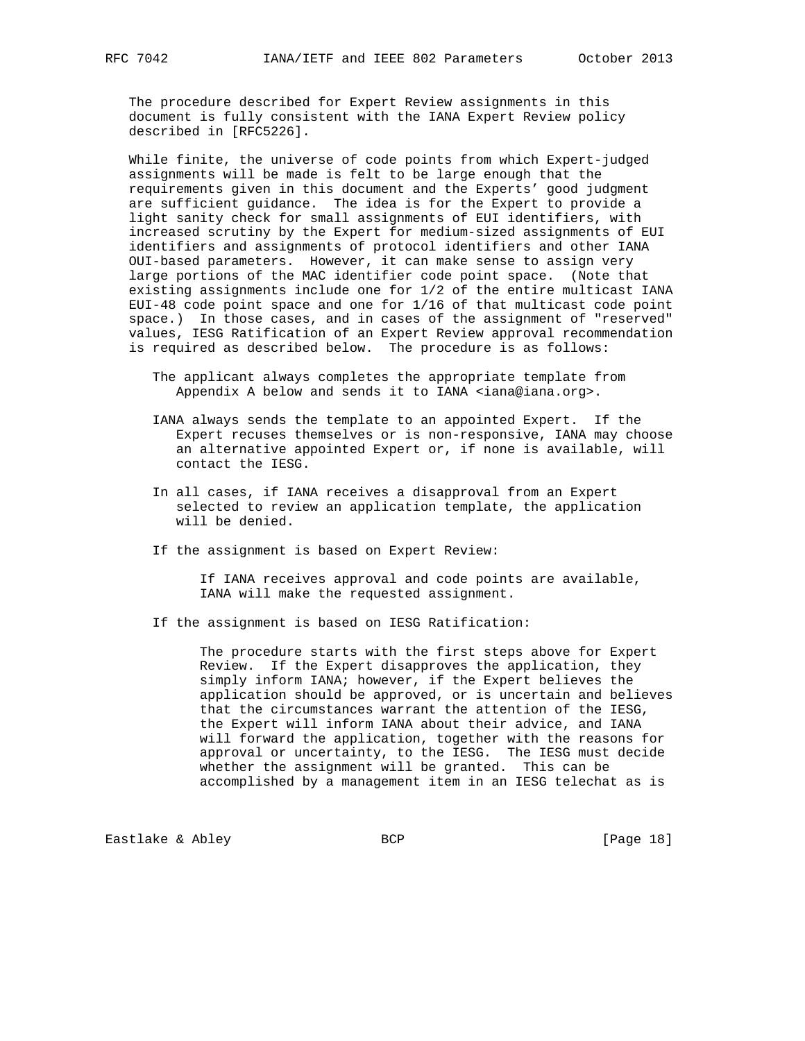The procedure described for Expert Review assignments in this document is fully consistent with the IANA Expert Review policy described in [RFC5226].

While finite, the universe of code points from which Expert-judged assignments will be made is felt to be large enough that the requirements given in this document and the Experts' good judgment are sufficient guidance. The idea is for the Expert to provide a light sanity check for small assignments of EUI identifiers, with increased scrutiny by the Expert for medium-sized assignments of EUI identifiers and assignments of protocol identifiers and other IANA OUI-based parameters. However, it can make sense to assign very large portions of the MAC identifier code point space. (Note that existing assignments include one for 1/2 of the entire multicast IANA EUI-48 code point space and one for 1/16 of that multicast code point space.) In those cases, and in cases of the assignment of "reserved" values, IESG Ratification of an Expert Review approval recommendation is required as described below. The procedure is as follows:

The applicant always completes the appropriate template from Appendix A below and sends it to IANA <iana@iana.org>.

IANA always sends the template to an appointed Expert. If the Expert recuses themselves or is non-responsive, IANA may choose an alternative appointed Expert or, if none is available, will contact the IESG.

In all cases, if IANA receives a disapproval from an Expert selected to review an application template, the application will be denied.

If the assignment is based on Expert Review:

> If IANA receives approval and code points are available, IANA will make the requested assignment.

If the assignment is based on IESG Ratification:

> The procedure starts with the first steps above for Expert Review. If the Expert disapproves the application, they simply inform IANA; however, if the Expert believes the application should be approved, or is uncertain and believes that the circumstances warrant the attention of the IESG, the Expert will inform IANA about their advice, and IANA will forward the application, together with the reasons for approval or uncertainty, to the IESG. The IESG must decide whether the assignment will be granted. This can be accomplished by a management item in an IESG telechat as is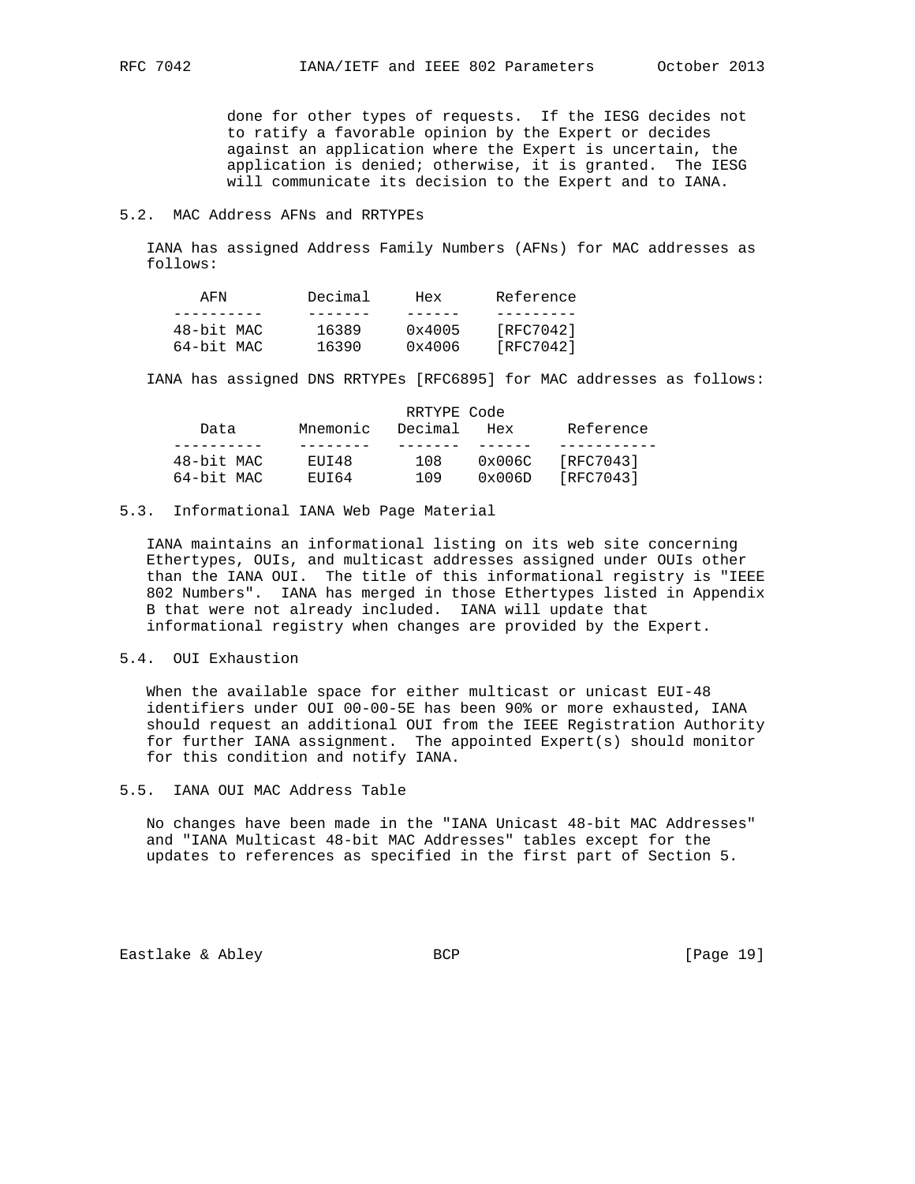done for other types of requests. If the IESG decides not to ratify a favorable opinion by the Expert or decides against an application where the Expert is uncertain, the application is denied; otherwise, it is granted. The IESG will communicate its decision to the Expert and to IANA.

## 5.2. MAC Address AFNs and RRTYPEs

IANA has assigned Address Family Numbers (AFNs) for MAC addresses as follows:

| AFN | Decimal | Hex | Reference |
|---|---|---|---|
| 48-bit MAC | 16389 | 0x4005 | [RFC7042] |
| 64-bit MAC | 16390 | 0x4006 | [RFC7042] |

IANA has assigned DNS RRTYPEs [RFC6895] for MAC addresses as follows:

| | | RRTYPE Code | | |
|---|---|---|---|---|
| Data | Mnemonic | Decimal | Hex | Reference |
| 48-bit MAC | EUI48 | 108 | 0x006C | [RFC7043] |
| 64-bit MAC | EUI64 | 109 | 0x006D | [RFC7043] |

## 5.3. Informational IANA Web Page Material

IANA maintains an informational listing on its web site concerning Ethertypes, OUIs, and multicast addresses assigned under OUIs other than the IANA OUI. The title of this informational registry is "IEEE 802 Numbers". IANA has merged in those Ethertypes listed in Appendix B that were not already included. IANA will update that informational registry when changes are provided by the Expert.

## 5.4. OUI Exhaustion

When the available space for either multicast or unicast EUI-48 identifiers under OUI 00-00-5E has been 90% or more exhausted, IANA should request an additional OUI from the IEEE Registration Authority for further IANA assignment. The appointed Expert(s) should monitor for this condition and notify IANA.

## 5.5. IANA OUI MAC Address Table

No changes have been made in the "IANA Unicast 48-bit MAC Addresses" and "IANA Multicast 48-bit MAC Addresses" tables except for the updates to references as specified in the first part of Section 5.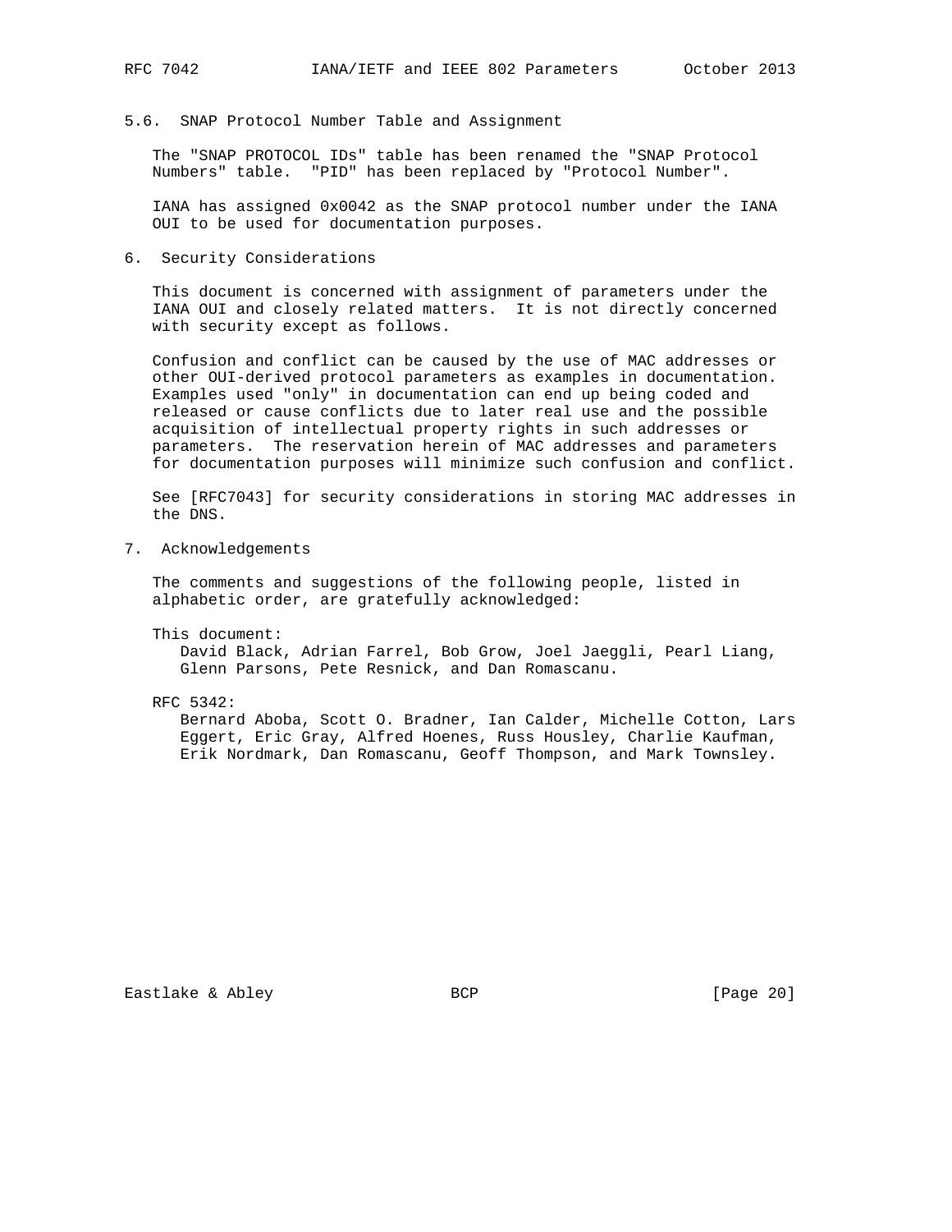### 5.6. SNAP Protocol Number Table and Assignment

The "SNAP PROTOCOL IDs" table has been renamed the "SNAP Protocol Numbers" table. "PID" has been replaced by "Protocol Number".

IANA has assigned 0x0042 as the SNAP protocol number under the IANA OUI to be used for documentation purposes.

## 6. Security Considerations

This document is concerned with assignment of parameters under the IANA OUI and closely related matters. It is not directly concerned with security except as follows.

Confusion and conflict can be caused by the use of MAC addresses or other OUI-derived protocol parameters as examples in documentation. Examples used "only" in documentation can end up being coded and released or cause conflicts due to later real use and the possible acquisition of intellectual property rights in such addresses or parameters. The reservation herein of MAC addresses and parameters for documentation purposes will minimize such confusion and conflict.

See [RFC7043] for security considerations in storing MAC addresses in the DNS.

## 7. Acknowledgements

The comments and suggestions of the following people, listed in alphabetic order, are gratefully acknowledged:

This document:
David Black, Adrian Farrel, Bob Grow, Joel Jaeggli, Pearl Liang, Glenn Parsons, Pete Resnick, and Dan Romascanu.

RFC 5342:
Bernard Aboba, Scott O. Bradner, Ian Calder, Michelle Cotton, Lars Eggert, Eric Gray, Alfred Hoenes, Russ Housley, Charlie Kaufman, Erik Nordmark, Dan Romascanu, Geoff Thompson, and Mark Townsley.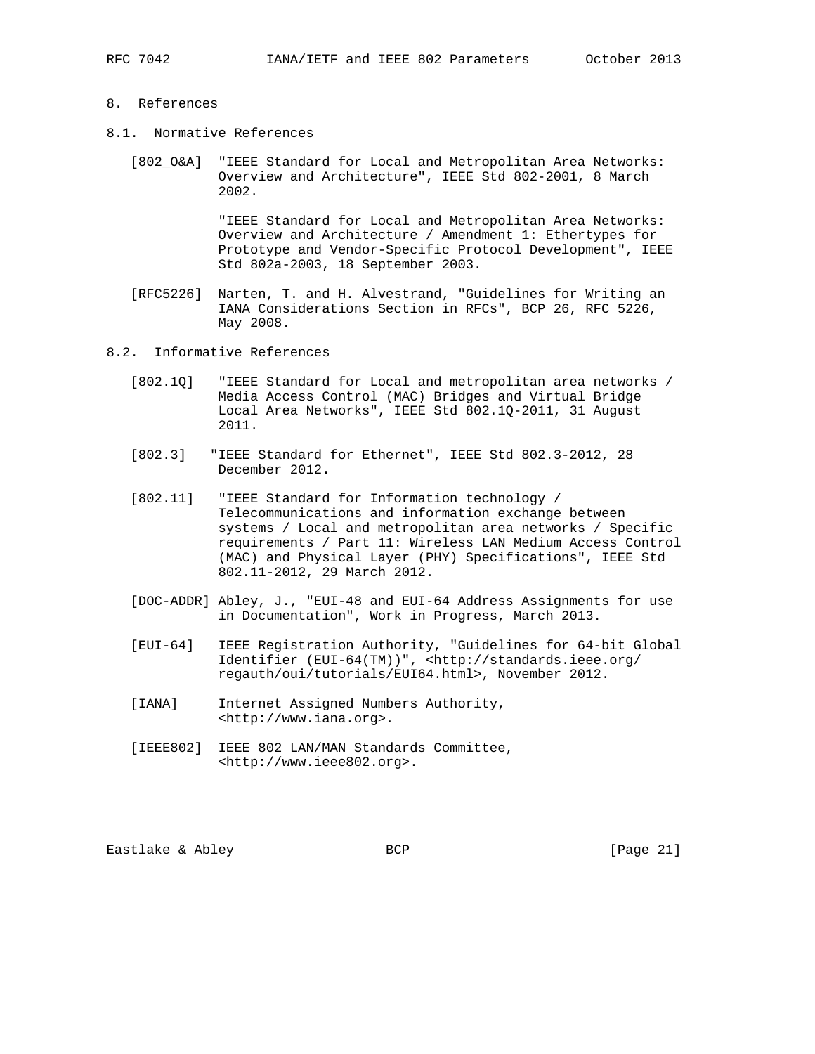## 8. References

### 8.1. Normative References

[802_O&A] "IEEE Standard for Local and Metropolitan Area Networks: Overview and Architecture", IEEE Std 802-2001, 8 March 2002.

"IEEE Standard for Local and Metropolitan Area Networks: Overview and Architecture / Amendment 1: Ethertypes for Prototype and Vendor-Specific Protocol Development", IEEE Std 802a-2003, 18 September 2003.

[RFC5226] Narten, T. and H. Alvestrand, "Guidelines for Writing an IANA Considerations Section in RFCs", BCP 26, RFC 5226, May 2008.

### 8.2. Informative References

[802.1Q] "IEEE Standard for Local and metropolitan area networks / Media Access Control (MAC) Bridges and Virtual Bridge Local Area Networks", IEEE Std 802.1Q-2011, 31 August 2011.

[802.3] "IEEE Standard for Ethernet", IEEE Std 802.3-2012, 28 December 2012.

[802.11] "IEEE Standard for Information technology / Telecommunications and information exchange between systems / Local and metropolitan area networks / Specific requirements / Part 11: Wireless LAN Medium Access Control (MAC) and Physical Layer (PHY) Specifications", IEEE Std 802.11-2012, 29 March 2012.

[DOC-ADDR] Abley, J., "EUI-48 and EUI-64 Address Assignments for use in Documentation", Work in Progress, March 2013.

[EUI-64] IEEE Registration Authority, "Guidelines for 64-bit Global Identifier (EUI-64(TM))", <http://standards.ieee.org/regauth/oui/tutorials/EUI64.html>, November 2012.

[IANA] Internet Assigned Numbers Authority, <http://www.iana.org>.

[IEEE802] IEEE 802 LAN/MAN Standards Committee, <http://www.ieee802.org>.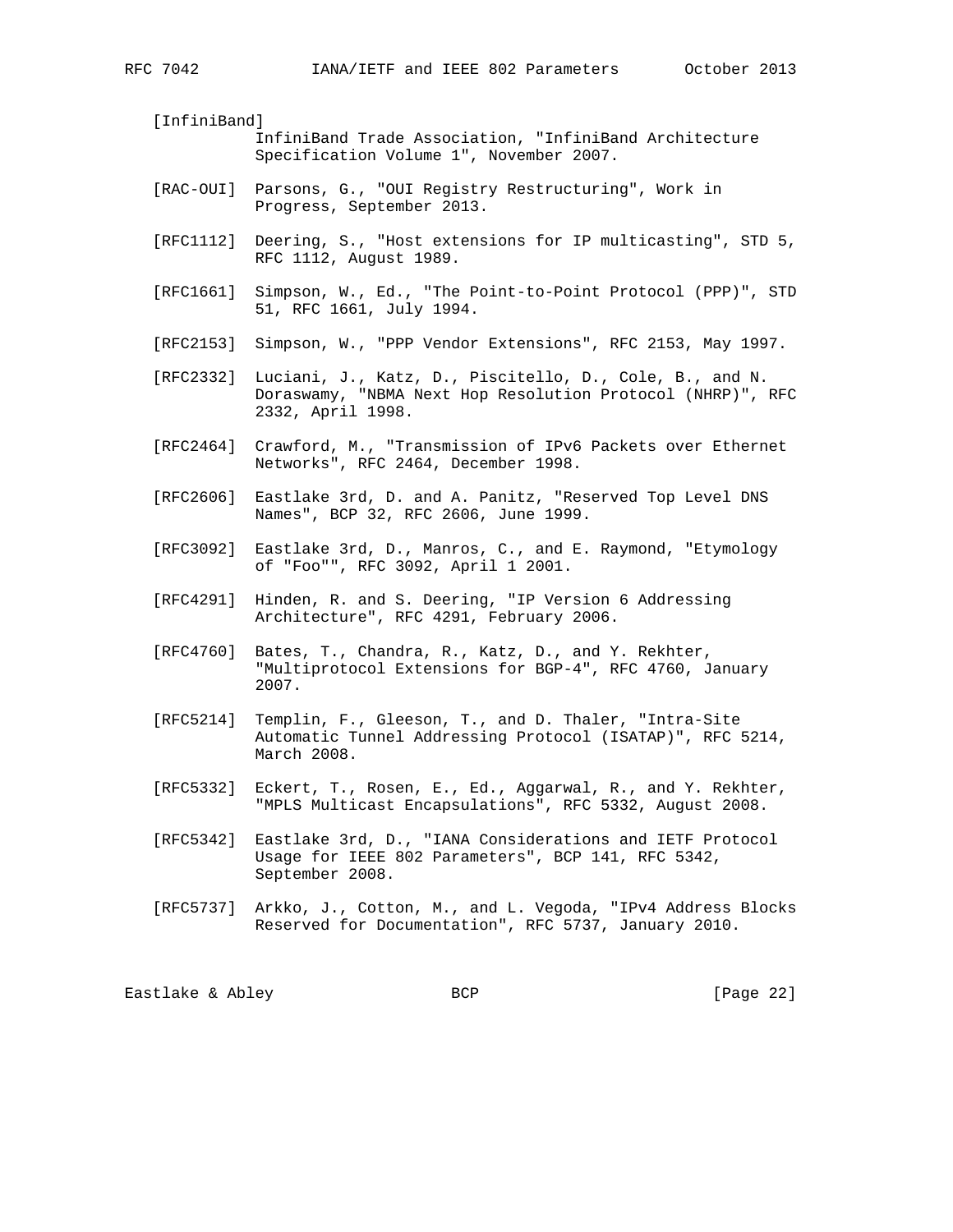[InfiniBand]
InfiniBand Trade Association, "InfiniBand Architecture Specification Volume 1", November 2007.

[RAC-OUI] Parsons, G., "OUI Registry Restructuring", Work in Progress, September 2013.

[RFC1112] Deering, S., "Host extensions for IP multicasting", STD 5, RFC 1112, August 1989.

[RFC1661] Simpson, W., Ed., "The Point-to-Point Protocol (PPP)", STD 51, RFC 1661, July 1994.

[RFC2153] Simpson, W., "PPP Vendor Extensions", RFC 2153, May 1997.

[RFC2332] Luciani, J., Katz, D., Piscitello, D., Cole, B., and N. Doraswamy, "NBMA Next Hop Resolution Protocol (NHRP)", RFC 2332, April 1998.

[RFC2464] Crawford, M., "Transmission of IPv6 Packets over Ethernet Networks", RFC 2464, December 1998.

[RFC2606] Eastlake 3rd, D. and A. Panitz, "Reserved Top Level DNS Names", BCP 32, RFC 2606, June 1999.

[RFC3092] Eastlake 3rd, D., Manros, C., and E. Raymond, "Etymology of "Foo"", RFC 3092, April 1 2001.

[RFC4291] Hinden, R. and S. Deering, "IP Version 6 Addressing Architecture", RFC 4291, February 2006.

[RFC4760] Bates, T., Chandra, R., Katz, D., and Y. Rekhter, "Multiprotocol Extensions for BGP-4", RFC 4760, January 2007.

[RFC5214] Templin, F., Gleeson, T., and D. Thaler, "Intra-Site Automatic Tunnel Addressing Protocol (ISATAP)", RFC 5214, March 2008.

[RFC5332] Eckert, T., Rosen, E., Ed., Aggarwal, R., and Y. Rekhter, "MPLS Multicast Encapsulations", RFC 5332, August 2008.

[RFC5342] Eastlake 3rd, D., "IANA Considerations and IETF Protocol Usage for IEEE 802 Parameters", BCP 141, RFC 5342, September 2008.

[RFC5737] Arkko, J., Cotton, M., and L. Vegoda, "IPv4 Address Blocks Reserved for Documentation", RFC 5737, January 2010.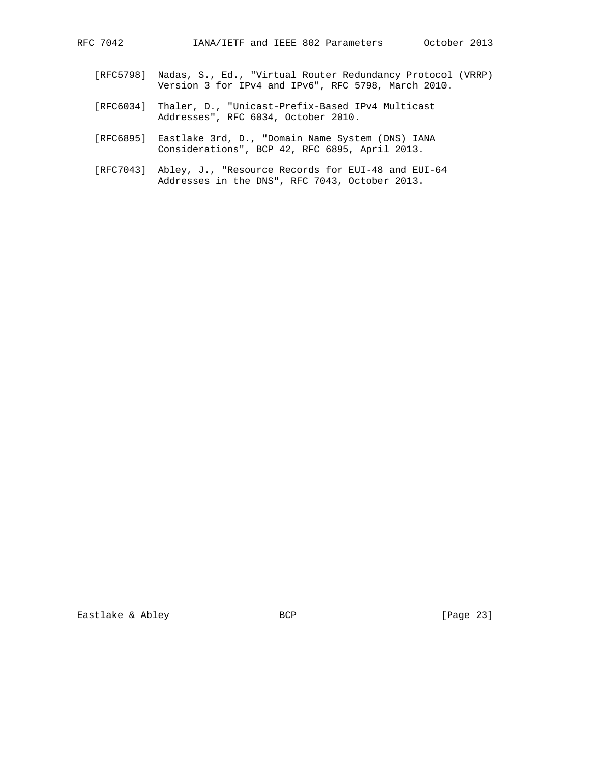[RFC5798] Nadas, S., Ed., "Virtual Router Redundancy Protocol (VRRP) Version 3 for IPv4 and IPv6", RFC 5798, March 2010.

[RFC6034] Thaler, D., "Unicast-Prefix-Based IPv4 Multicast Addresses", RFC 6034, October 2010.

[RFC6895] Eastlake 3rd, D., "Domain Name System (DNS) IANA Considerations", BCP 42, RFC 6895, April 2013.

[RFC7043] Abley, J., "Resource Records for EUI-48 and EUI-64 Addresses in the DNS", RFC 7043, October 2013.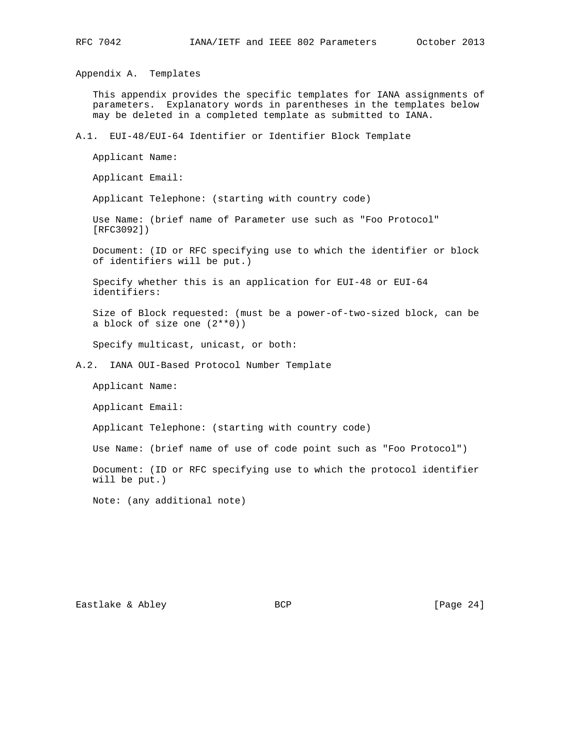## Appendix A. Templates

This appendix provides the specific templates for IANA assignments of parameters. Explanatory words in parentheses in the templates below may be deleted in a completed template as submitted to IANA.

### A.1. EUI-48/EUI-64 Identifier or Identifier Block Template

Applicant Name:

Applicant Email:

Applicant Telephone: (starting with country code)

Use Name: (brief name of Parameter use such as "Foo Protocol" [RFC3092])

Document: (ID or RFC specifying use to which the identifier or block of identifiers will be put.)

Specify whether this is an application for EUI-48 or EUI-64 identifiers:

Size of Block requested: (must be a power-of-two-sized block, can be a block of size one (2**0))

Specify multicast, unicast, or both:

### A.2. IANA OUI-Based Protocol Number Template

Applicant Name:

Applicant Email:

Applicant Telephone: (starting with country code)

Use Name: (brief name of use of code point such as "Foo Protocol")

Document: (ID or RFC specifying use to which the protocol identifier will be put.)

Note: (any additional note)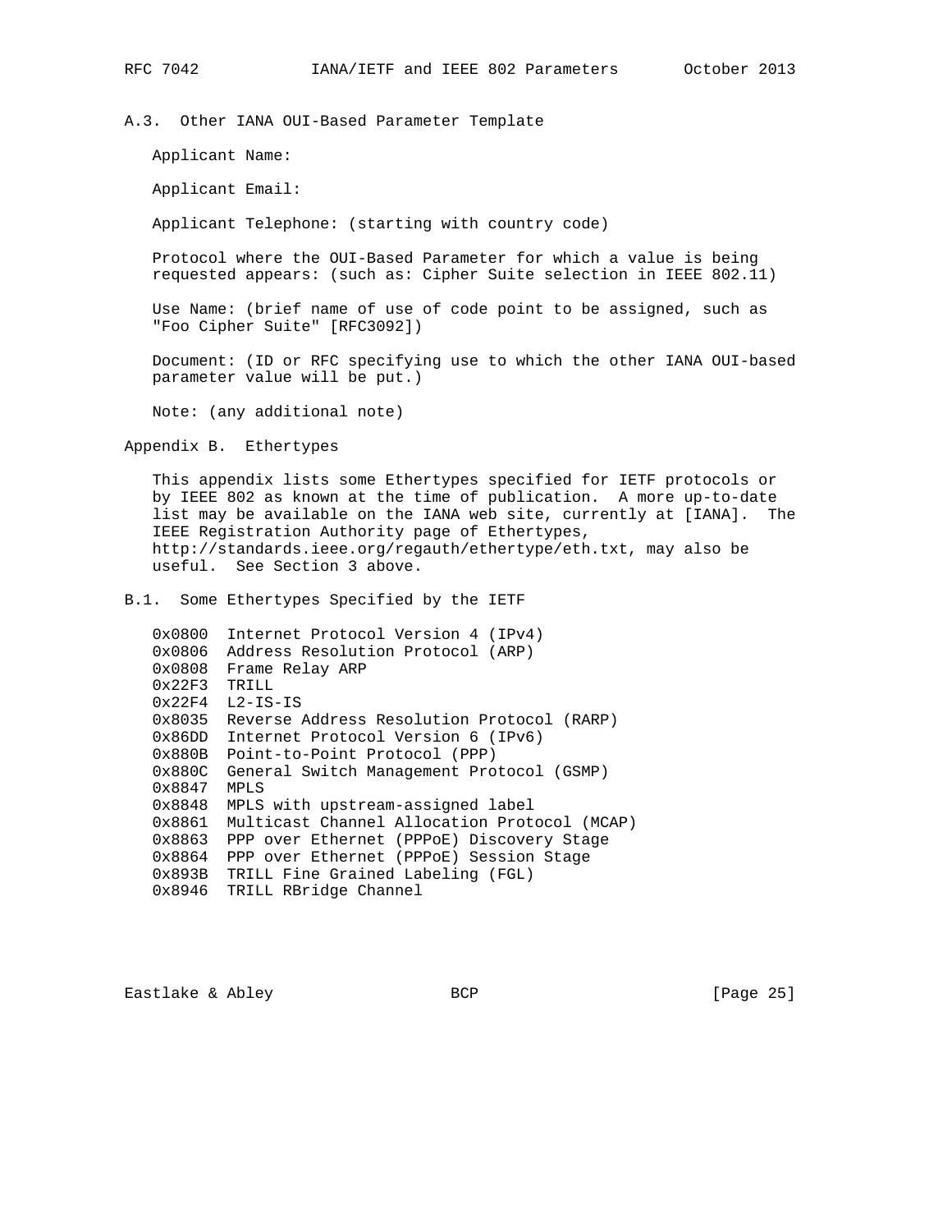### A.3. Other IANA OUI-Based Parameter Template

Applicant Name:

Applicant Email:

Applicant Telephone: (starting with country code)

Protocol where the OUI-Based Parameter for which a value is being requested appears: (such as: Cipher Suite selection in IEEE 802.11)

Use Name: (brief name of use of code point to be assigned, such as "Foo Cipher Suite" [RFC3092])

Document: (ID or RFC specifying use to which the other IANA OUI-based parameter value will be put.)

Note: (any additional note)

## Appendix B. Ethertypes

This appendix lists some Ethertypes specified for IETF protocols or by IEEE 802 as known at the time of publication. A more up-to-date list may be available on the IANA web site, currently at [IANA]. The IEEE Registration Authority page of Ethertypes, http://standards.ieee.org/regauth/ethertype/eth.txt, may also be useful. See Section 3 above.

### B.1. Some Ethertypes Specified by the IETF

```
0x0800  Internet Protocol Version 4 (IPv4)
0x0806  Address Resolution Protocol (ARP)
0x0808  Frame Relay ARP
0x22F3  TRILL
0x22F4  L2-IS-IS
0x8035  Reverse Address Resolution Protocol (RARP)
0x86DD  Internet Protocol Version 6 (IPv6)
0x880B  Point-to-Point Protocol (PPP)
0x880C  General Switch Management Protocol (GSMP)
0x8847  MPLS
0x8848  MPLS with upstream-assigned label
0x8861  Multicast Channel Allocation Protocol (MCAP)
0x8863  PPP over Ethernet (PPPoE) Discovery Stage
0x8864  PPP over Ethernet (PPPoE) Session Stage
0x893B  TRILL Fine Grained Labeling (FGL)
0x8946  TRILL RBridge Channel
```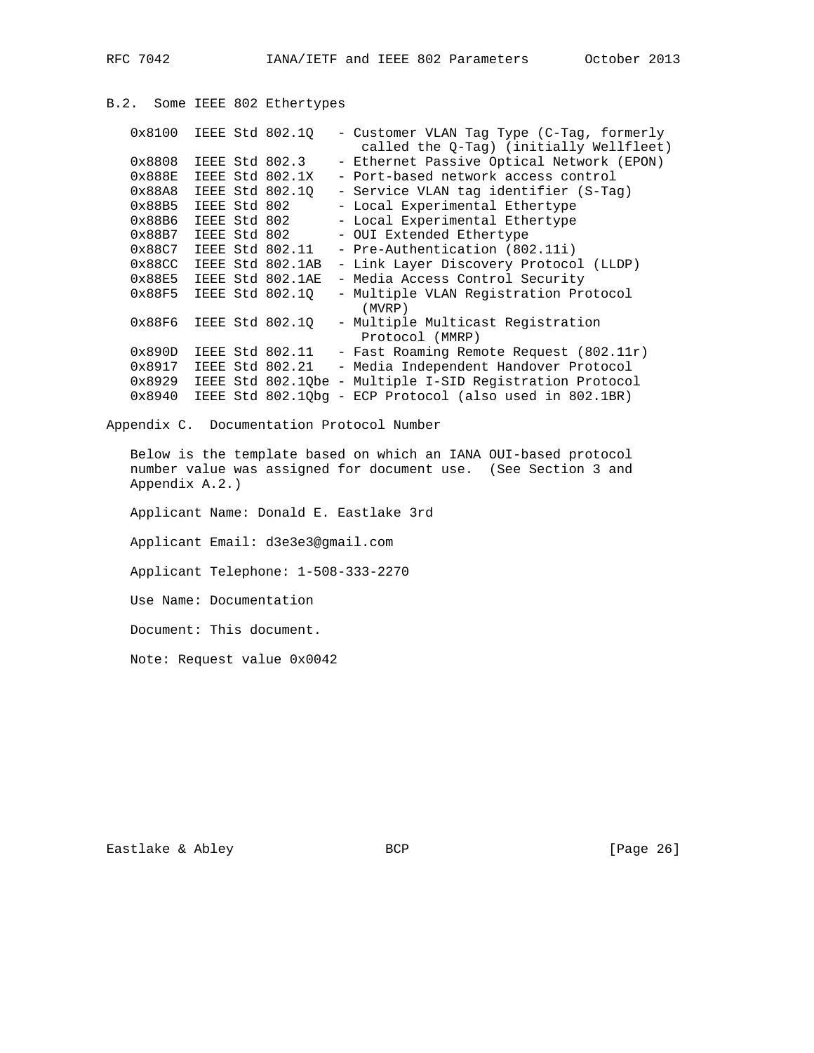### B.2. Some IEEE 802 Ethertypes

```
0x8100  IEEE Std 802.1Q   - Customer VLAN Tag Type (C-Tag, formerly
                             called the Q-Tag) (initially Wellfleet)
0x8808  IEEE Std 802.3    - Ethernet Passive Optical Network (EPON)
0x888E  IEEE Std 802.1X   - Port-based network access control
0x88A8  IEEE Std 802.1Q   - Service VLAN tag identifier (S-Tag)
0x88B5  IEEE Std 802      - Local Experimental Ethertype
0x88B6  IEEE Std 802      - Local Experimental Ethertype
0x88B7  IEEE Std 802      - OUI Extended Ethertype
0x88C7  IEEE Std 802.11   - Pre-Authentication (802.11i)
0x88CC  IEEE Std 802.1AB  - Link Layer Discovery Protocol (LLDP)
0x88E5  IEEE Std 802.1AE  - Media Access Control Security
0x88F5  IEEE Std 802.1Q   - Multiple VLAN Registration Protocol
                             (MVRP)
0x88F6  IEEE Std 802.1Q   - Multiple Multicast Registration
                             Protocol (MMRP)
0x890D  IEEE Std 802.11   - Fast Roaming Remote Request (802.11r)
0x8917  IEEE Std 802.21   - Media Independent Handover Protocol
0x8929  IEEE Std 802.1Qbe - Multiple I-SID Registration Protocol
0x8940  IEEE Std 802.1Qbg - ECP Protocol (also used in 802.1BR)
```

## Appendix C. Documentation Protocol Number

Below is the template based on which an IANA OUI-based protocol number value was assigned for document use. (See Section 3 and Appendix A.2.)

Applicant Name: Donald E. Eastlake 3rd

Applicant Email: d3e3e3@gmail.com

Applicant Telephone: 1-508-333-2270

Use Name: Documentation

Document: This document.

Note: Request value 0x0042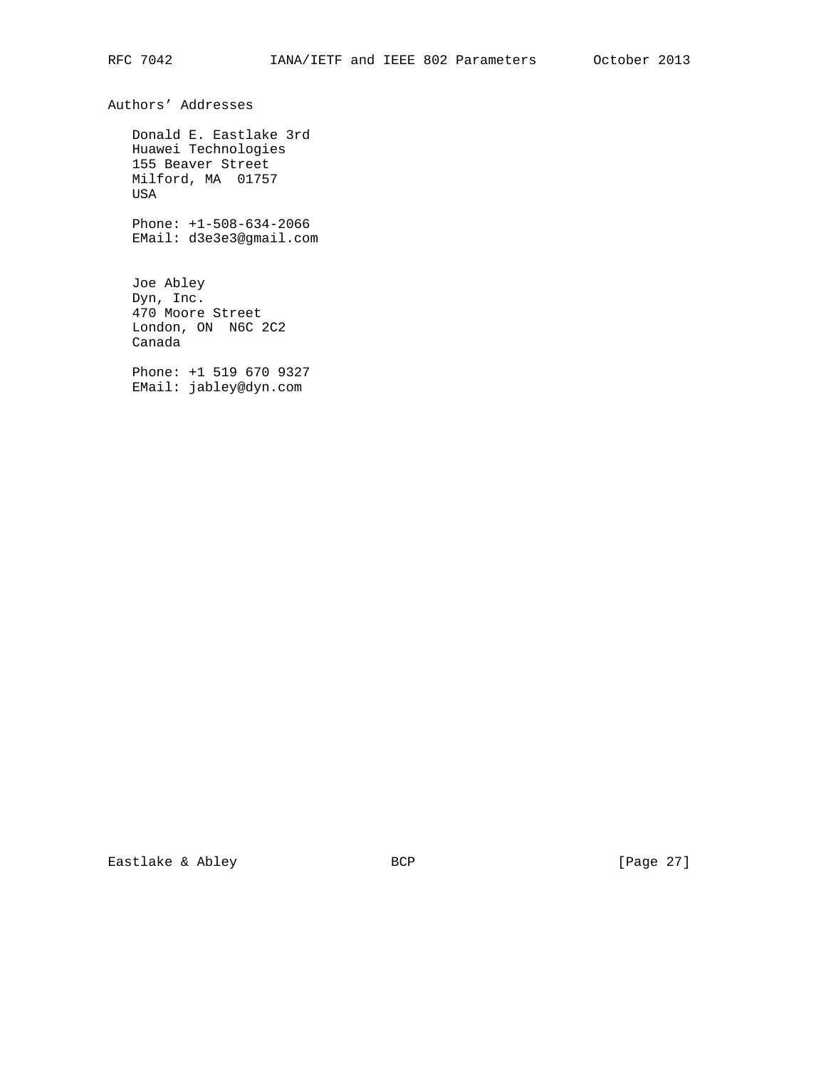## Authors' Addresses

Donald E. Eastlake 3rd
Huawei Technologies
155 Beaver Street
Milford, MA 01757
USA

Phone: +1-508-634-2066
EMail: d3e3e3@gmail.com

Joe Abley
Dyn, Inc.
470 Moore Street
London, ON N6C 2C2
Canada

Phone: +1 519 670 9327
EMail: jabley@dyn.com